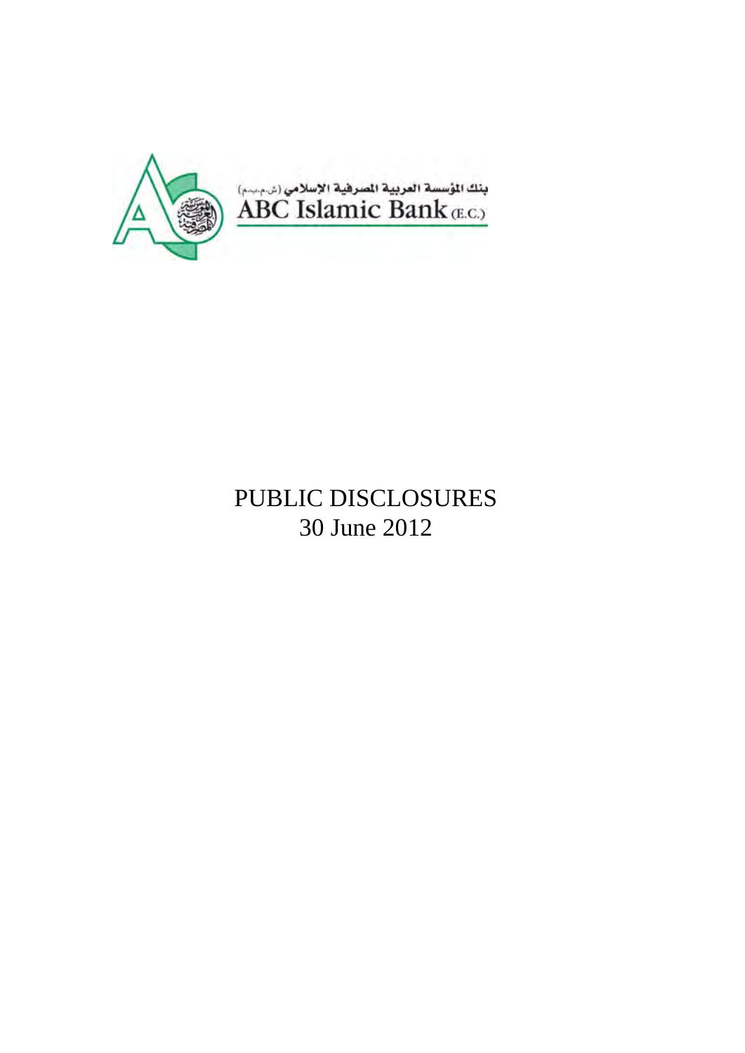بنك المؤسسة العربية المصرفية الإسلامي (ش.م.ب.م)

ABC Islamic Bank (E.C.)

# PUBLIC DISCLOSURES
## 30 June 2012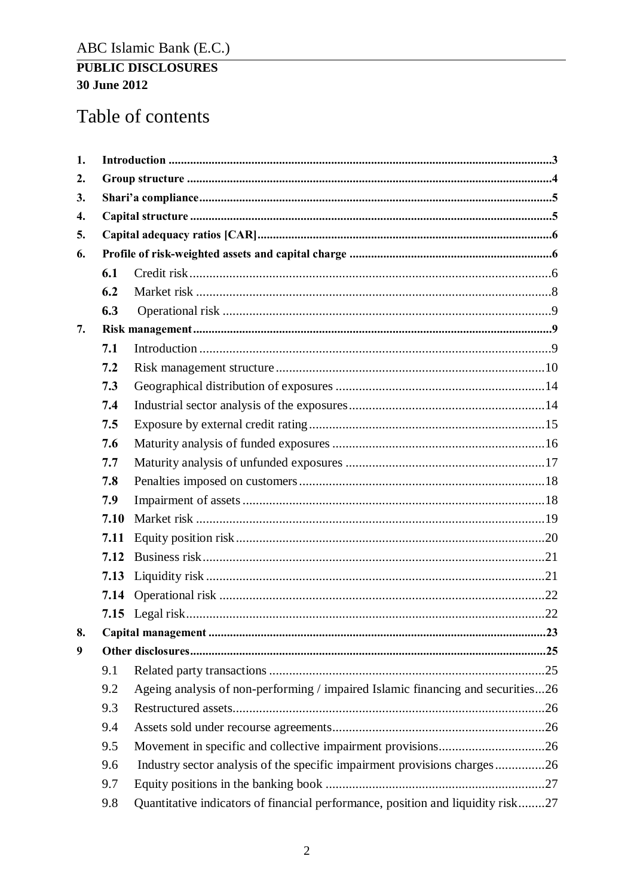ABC Islamic Bank (E.C.)

**PUBLIC DISCLOSURES**
**30 June 2012**

# Table of contents

**1. Introduction** .......... 3
**2. Group structure** .......... 4
**3. Shari'a compliance** .......... 5
**4. Capital structure** .......... 5
**5. Capital adequacy ratios [CAR]** .......... 6
**6. Profile of risk-weighted assets and capital charge** .......... 6
- **6.1** Credit risk .......... 6
- **6.2** Market risk .......... 8
- **6.3** Operational risk .......... 9

**7. Risk management** .......... 9
- **7.1** Introduction .......... 9
- **7.2** Risk management structure .......... 10
- **7.3** Geographical distribution of exposures .......... 14
- **7.4** Industrial sector analysis of the exposures .......... 14
- **7.5** Exposure by external credit rating .......... 15
- **7.6** Maturity analysis of funded exposures .......... 16
- **7.7** Maturity analysis of unfunded exposures .......... 17
- **7.8** Penalties imposed on customers .......... 18
- **7.9** Impairment of assets .......... 18
- **7.10** Market risk .......... 19
- **7.11** Equity position risk .......... 20
- **7.12** Business risk .......... 21
- **7.13** Liquidity risk .......... 21
- **7.14** Operational risk .......... 22
- **7.15** Legal risk .......... 22

**8. Capital management** .......... 23
**9 Other disclosures** .......... 25
- 9.1 Related party transactions .......... 25
- 9.2 Ageing analysis of non-performing / impaired Islamic financing and securities .......... 26
- 9.3 Restructured assets .......... 26
- 9.4 Assets sold under recourse agreements .......... 26
- 9.5 Movement in specific and collective impairment provisions .......... 26
- 9.6 Industry sector analysis of the specific impairment provisions charges .......... 26
- 9.7 Equity positions in the banking book .......... 27
- 9.8 Quantitative indicators of financial performance, position and liquidity risk .......... 27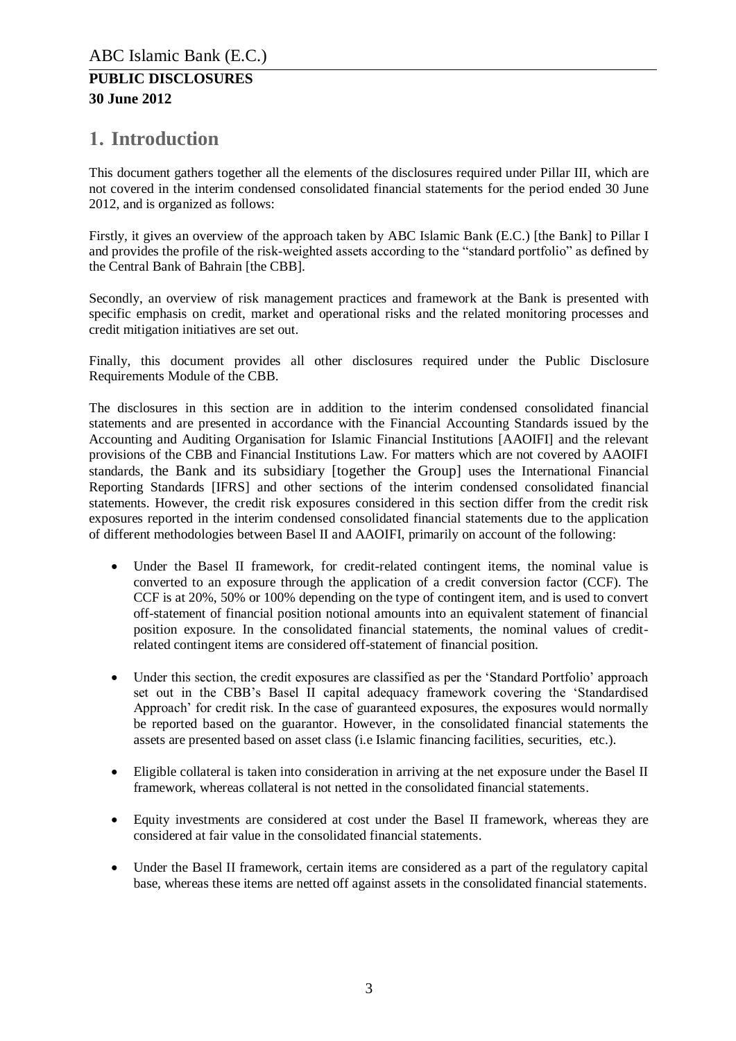# 1. Introduction

This document gathers together all the elements of the disclosures required under Pillar III, which are not covered in the interim condensed consolidated financial statements for the period ended 30 June 2012, and is organized as follows:

Firstly, it gives an overview of the approach taken by ABC Islamic Bank (E.C.) [the Bank] to Pillar I and provides the profile of the risk-weighted assets according to the "standard portfolio" as defined by the Central Bank of Bahrain [the CBB].

Secondly, an overview of risk management practices and framework at the Bank is presented with specific emphasis on credit, market and operational risks and the related monitoring processes and credit mitigation initiatives are set out.

Finally, this document provides all other disclosures required under the Public Disclosure Requirements Module of the CBB.

The disclosures in this section are in addition to the interim condensed consolidated financial statements and are presented in accordance with the Financial Accounting Standards issued by the Accounting and Auditing Organisation for Islamic Financial Institutions [AAOIFI] and the relevant provisions of the CBB and Financial Institutions Law. For matters which are not covered by AAOIFI standards, the Bank and its subsidiary [together the Group] uses the International Financial Reporting Standards [IFRS] and other sections of the interim condensed consolidated financial statements. However, the credit risk exposures considered in this section differ from the credit risk exposures reported in the interim condensed consolidated financial statements due to the application of different methodologies between Basel II and AAOIFI, primarily on account of the following:

- Under the Basel II framework, for credit-related contingent items, the nominal value is converted to an exposure through the application of a credit conversion factor (CCF). The CCF is at 20%, 50% or 100% depending on the type of contingent item, and is used to convert off-statement of financial position notional amounts into an equivalent statement of financial position exposure. In the consolidated financial statements, the nominal values of credit-related contingent items are considered off-statement of financial position.

- Under this section, the credit exposures are classified as per the 'Standard Portfolio' approach set out in the CBB's Basel II capital adequacy framework covering the 'Standardised Approach' for credit risk. In the case of guaranteed exposures, the exposures would normally be reported based on the guarantor. However, in the consolidated financial statements the assets are presented based on asset class (i.e Islamic financing facilities, securities, etc.).

- Eligible collateral is taken into consideration in arriving at the net exposure under the Basel II framework, whereas collateral is not netted in the consolidated financial statements.

- Equity investments are considered at cost under the Basel II framework, whereas they are considered at fair value in the consolidated financial statements.

- Under the Basel II framework, certain items are considered as a part of the regulatory capital base, whereas these items are netted off against assets in the consolidated financial statements.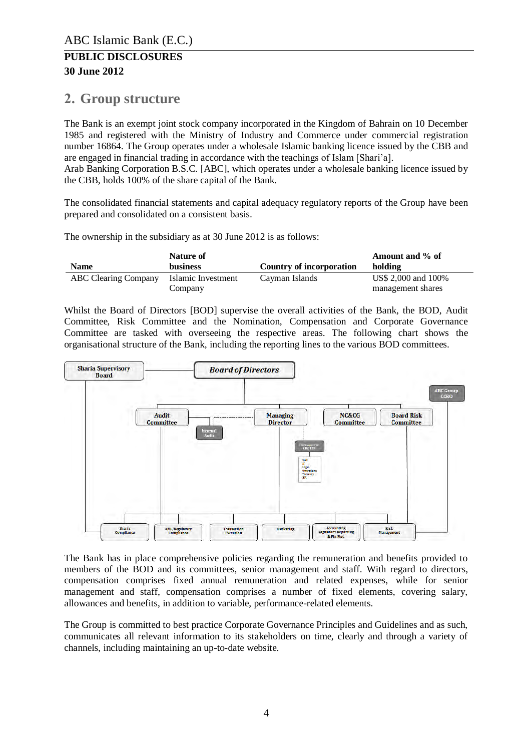## 2. Group structure

The Bank is an exempt joint stock company incorporated in the Kingdom of Bahrain on 10 December 1985 and registered with the Ministry of Industry and Commerce under commercial registration number 16864. The Group operates under a wholesale Islamic banking licence issued by the CBB and are engaged in financial trading in accordance with the teachings of Islam [Shari'a].
Arab Banking Corporation B.S.C. [ABC], which operates under a wholesale banking licence issued by the CBB, holds 100% of the share capital of the Bank.

The consolidated financial statements and capital adequacy regulatory reports of the Group have been prepared and consolidated on a consistent basis.

The ownership in the subsidiary as at 30 June 2012 is as follows:

| Name | Nature of business | Country of incorporation | Amount and % of holding |
|---|---|---|---|
| ABC Clearing Company | Islamic Investment Company | Cayman Islands | US$ 2,000 and 100% management shares |

Whilst the Board of Directors [BOD] supervise the overall activities of the Bank, the BOD, Audit Committee, Risk Committee and the Nomination, Compensation and Corporate Governance Committee are tasked with overseeing the respective areas. The following chart shows the organisational structure of the Bank, including the reporting lines to the various BOD committees.

The Bank has in place comprehensive policies regarding the remuneration and benefits provided to members of the BOD and its committees, senior management and staff. With regard to directors, compensation comprises fixed annual remuneration and related expenses, while for senior management and staff, compensation comprises a number of fixed elements, covering salary, allowances and benefits, in addition to variable, performance-related elements.

The Group is committed to best practice Corporate Governance Principles and Guidelines and as such, communicates all relevant information to its stakeholders on time, clearly and through a variety of channels, including maintaining an up-to-date website.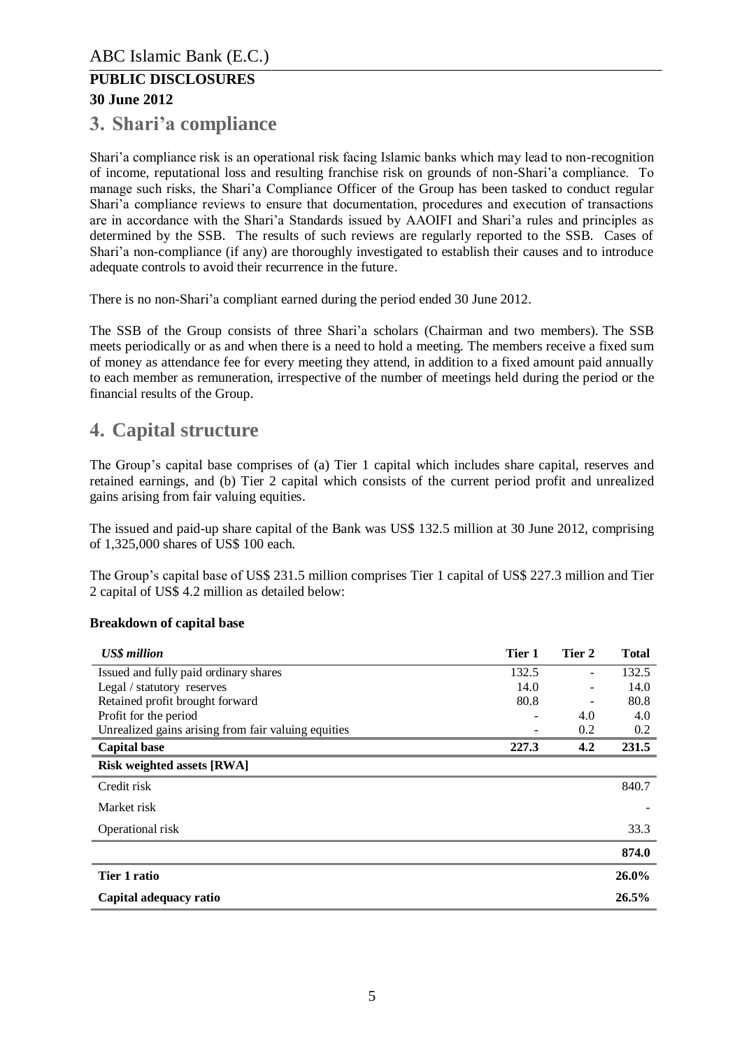## 3. Shari'a compliance

Shari'a compliance risk is an operational risk facing Islamic banks which may lead to non-recognition of income, reputational loss and resulting franchise risk on grounds of non-Shari'a compliance. To manage such risks, the Shari'a Compliance Officer of the Group has been tasked to conduct regular Shari'a compliance reviews to ensure that documentation, procedures and execution of transactions are in accordance with the Shari'a Standards issued by AAOIFI and Shari'a rules and principles as determined by the SSB. The results of such reviews are regularly reported to the SSB. Cases of Shari'a non-compliance (if any) are thoroughly investigated to establish their causes and to introduce adequate controls to avoid their recurrence in the future.

There is no non-Shari'a compliant earned during the period ended 30 June 2012.

The SSB of the Group consists of three Shari'a scholars (Chairman and two members). The SSB meets periodically or as and when there is a need to hold a meeting. The members receive a fixed sum of money as attendance fee for every meeting they attend, in addition to a fixed amount paid annually to each member as remuneration, irrespective of the number of meetings held during the period or the financial results of the Group.

## 4. Capital structure

The Group's capital base comprises of (a) Tier 1 capital which includes share capital, reserves and retained earnings, and (b) Tier 2 capital which consists of the current period profit and unrealized gains arising from fair valuing equities.

The issued and paid-up share capital of the Bank was US$ 132.5 million at 30 June 2012, comprising of 1,325,000 shares of US$ 100 each.

The Group's capital base of US$ 231.5 million comprises Tier 1 capital of US$ 227.3 million and Tier 2 capital of US$ 4.2 million as detailed below:

**Breakdown of capital base**

| *US$ million* | Tier 1 | Tier 2 | Total |
|---|---|---|---|
| Issued and fully paid ordinary shares | 132.5 | - | 132.5 |
| Legal / statutory reserves | 14.0 | - | 14.0 |
| Retained profit brought forward | 80.8 | - | 80.8 |
| Profit for the period | - | 4.0 | 4.0 |
| Unrealized gains arising from fair valuing equities | - | 0.2 | 0.2 |
| **Capital base** | **227.3** | **4.2** | **231.5** |
| **Risk weighted assets [RWA]** | | | |
| Credit risk | | | 840.7 |
| Market risk | | | - |
| Operational risk | | | 33.3 |
| | | | **874.0** |
| **Tier 1 ratio** | | | **26.0%** |
| **Capital adequacy ratio** | | | **26.5%** |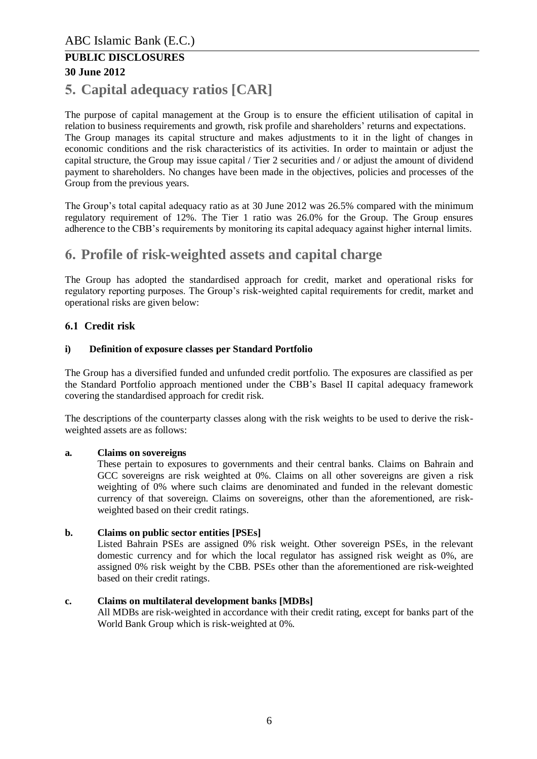# 5. Capital adequacy ratios [CAR]

The purpose of capital management at the Group is to ensure the efficient utilisation of capital in relation to business requirements and growth, risk profile and shareholders' returns and expectations. The Group manages its capital structure and makes adjustments to it in the light of changes in economic conditions and the risk characteristics of its activities. In order to maintain or adjust the capital structure, the Group may issue capital / Tier 2 securities and / or adjust the amount of dividend payment to shareholders. No changes have been made in the objectives, policies and processes of the Group from the previous years.

The Group's total capital adequacy ratio as at 30 June 2012 was 26.5% compared with the minimum regulatory requirement of 12%. The Tier 1 ratio was 26.0% for the Group. The Group ensures adherence to the CBB's requirements by monitoring its capital adequacy against higher internal limits.

# 6. Profile of risk-weighted assets and capital charge

The Group has adopted the standardised approach for credit, market and operational risks for regulatory reporting purposes. The Group's risk-weighted capital requirements for credit, market and operational risks are given below:

## 6.1 Credit risk

### i) Definition of exposure classes per Standard Portfolio

The Group has a diversified funded and unfunded credit portfolio. The exposures are classified as per the Standard Portfolio approach mentioned under the CBB's Basel II capital adequacy framework covering the standardised approach for credit risk.

The descriptions of the counterparty classes along with the risk weights to be used to derive the risk-weighted assets are as follows:

**a. Claims on sovereigns**

These pertain to exposures to governments and their central banks. Claims on Bahrain and GCC sovereigns are risk weighted at 0%. Claims on all other sovereigns are given a risk weighting of 0% where such claims are denominated and funded in the relevant domestic currency of that sovereign. Claims on sovereigns, other than the aforementioned, are risk-weighted based on their credit ratings.

**b. Claims on public sector entities [PSEs]**

Listed Bahrain PSEs are assigned 0% risk weight. Other sovereign PSEs, in the relevant domestic currency and for which the local regulator has assigned risk weight as 0%, are assigned 0% risk weight by the CBB. PSEs other than the aforementioned are risk-weighted based on their credit ratings.

**c. Claims on multilateral development banks [MDBs]**

All MDBs are risk-weighted in accordance with their credit rating, except for banks part of the World Bank Group which is risk-weighted at 0%.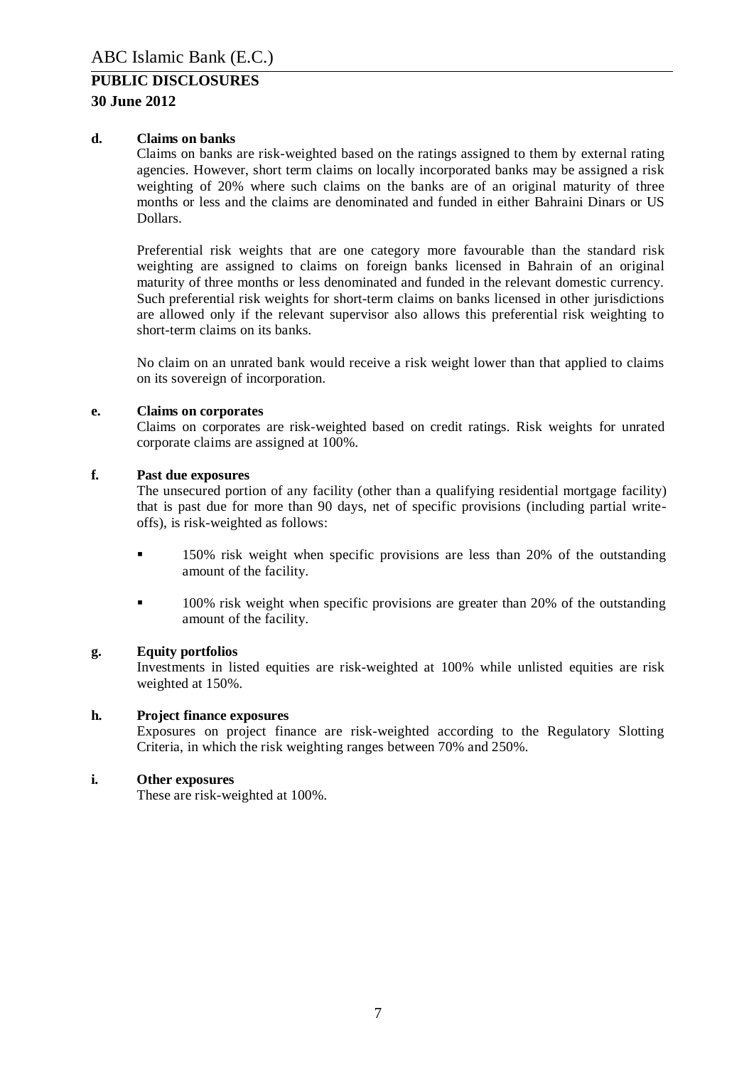#### d. Claims on banks

Claims on banks are risk-weighted based on the ratings assigned to them by external rating agencies. However, short term claims on locally incorporated banks may be assigned a risk weighting of 20% where such claims on the banks are of an original maturity of three months or less and the claims are denominated and funded in either Bahraini Dinars or US Dollars.

Preferential risk weights that are one category more favourable than the standard risk weighting are assigned to claims on foreign banks licensed in Bahrain of an original maturity of three months or less denominated and funded in the relevant domestic currency. Such preferential risk weights for short-term claims on banks licensed in other jurisdictions are allowed only if the relevant supervisor also allows this preferential risk weighting to short-term claims on its banks.

No claim on an unrated bank would receive a risk weight lower than that applied to claims on its sovereign of incorporation.

#### e. Claims on corporates

Claims on corporates are risk-weighted based on credit ratings. Risk weights for unrated corporate claims are assigned at 100%.

#### f. Past due exposures

The unsecured portion of any facility (other than a qualifying residential mortgage facility) that is past due for more than 90 days, net of specific provisions (including partial write-offs), is risk-weighted as follows:

- 150% risk weight when specific provisions are less than 20% of the outstanding amount of the facility.
- 100% risk weight when specific provisions are greater than 20% of the outstanding amount of the facility.

#### g. Equity portfolios

Investments in listed equities are risk-weighted at 100% while unlisted equities are risk weighted at 150%.

#### h. Project finance exposures

Exposures on project finance are risk-weighted according to the Regulatory Slotting Criteria, in which the risk weighting ranges between 70% and 250%.

#### i. Other exposures

These are risk-weighted at 100%.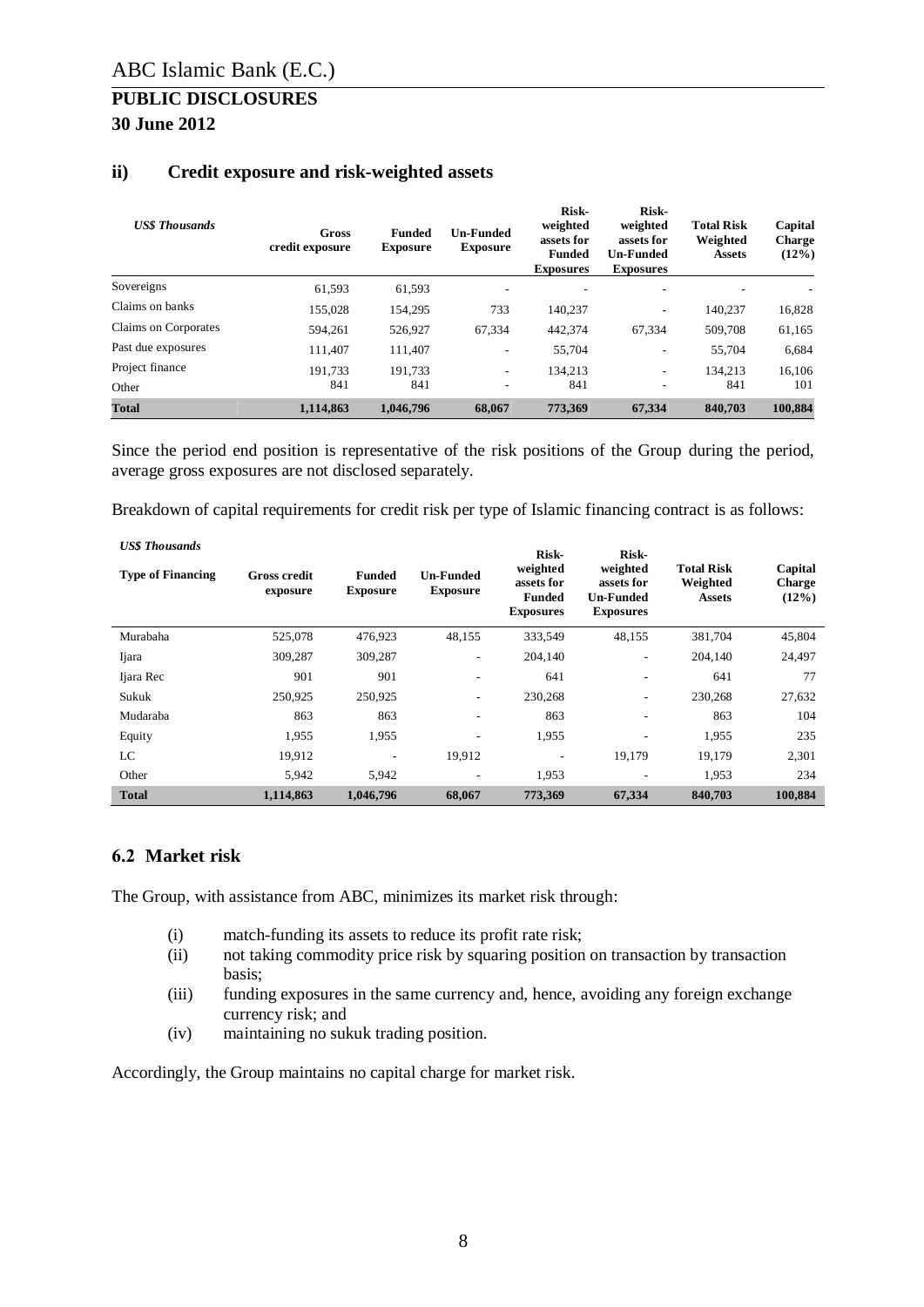### ii) Credit exposure and risk-weighted assets

| *US$ Thousands* | Gross credit exposure | Funded Exposure | Un-Funded Exposure | Risk-weighted assets for Funded Exposures | Risk-weighted assets for Un-Funded Exposures | Total Risk Weighted Assets | Capital Charge (12%) |
|---|---|---|---|---|---|---|---|
| Sovereigns | 61,593 | 61,593 | - | - | - | - | - |
| Claims on banks | 155,028 | 154,295 | 733 | 140,237 | - | 140,237 | 16,828 |
| Claims on Corporates | 594,261 | 526,927 | 67,334 | 442,374 | 67,334 | 509,708 | 61,165 |
| Past due exposures | 111,407 | 111,407 | - | 55,704 | - | 55,704 | 6,684 |
| Project finance | 191,733 | 191,733 | - | 134,213 | - | 134,213 | 16,106 |
| Other | 841 | 841 | - | 841 | - | 841 | 101 |
| **Total** | **1,114,863** | **1,046,796** | **68,067** | **773,369** | **67,334** | **840,703** | **100,884** |

Since the period end position is representative of the risk positions of the Group during the period, average gross exposures are not disclosed separately.

Breakdown of capital requirements for credit risk per type of Islamic financing contract is as follows:

*US$ Thousands*

| Type of Financing | Gross credit exposure | Funded Exposure | Un-Funded Exposure | Risk-weighted assets for Funded Exposures | Risk-weighted assets for Un-Funded Exposures | Total Risk Weighted Assets | Capital Charge (12%) |
|---|---|---|---|---|---|---|---|
| Murabaha | 525,078 | 476,923 | 48,155 | 333,549 | 48,155 | 381,704 | 45,804 |
| Ijara | 309,287 | 309,287 | - | 204,140 | - | 204,140 | 24,497 |
| Ijara Rec | 901 | 901 | - | 641 | - | 641 | 77 |
| Sukuk | 250,925 | 250,925 | - | 230,268 | - | 230,268 | 27,632 |
| Mudaraba | 863 | 863 | - | 863 | - | 863 | 104 |
| Equity | 1,955 | 1,955 | - | 1,955 | - | 1,955 | 235 |
| LC | 19,912 | - | 19,912 | - | 19,179 | 19,179 | 2,301 |
| Other | 5,942 | 5,942 | - | 1,953 | - | 1,953 | 234 |
| **Total** | **1,114,863** | **1,046,796** | **68,067** | **773,369** | **67,334** | **840,703** | **100,884** |

## 6.2 Market risk

The Group, with assistance from ABC, minimizes its market risk through:

(i) match-funding its assets to reduce its profit rate risk;
(ii) not taking commodity price risk by squaring position on transaction by transaction basis;
(iii) funding exposures in the same currency and, hence, avoiding any foreign exchange currency risk; and
(iv) maintaining no sukuk trading position.

Accordingly, the Group maintains no capital charge for market risk.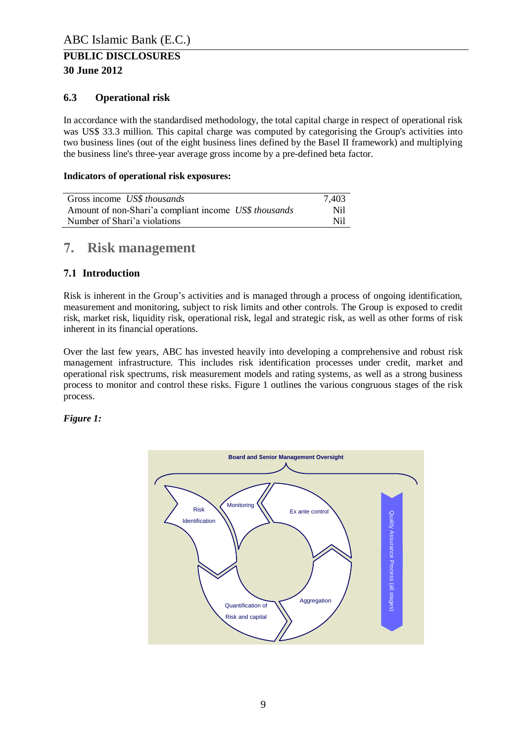### 6.3 Operational risk

In accordance with the standardised methodology, the total capital charge in respect of operational risk was US$ 33.3 million. This capital charge was computed by categorising the Group's activities into two business lines (out of the eight business lines defined by the Basel II framework) and multiplying the business line's three-year average gross income by a pre-defined beta factor.

**Indicators of operational risk exposures:**

| | |
|---|---|
| Gross income *US$ thousands* | 7,403 |
| Amount of non-Shari'a compliant income *US$ thousands* | Nil |
| Number of Shari'a violations | Nil |

## 7. Risk management

### 7.1 Introduction

Risk is inherent in the Group's activities and is managed through a process of ongoing identification, measurement and monitoring, subject to risk limits and other controls. The Group is exposed to credit risk, market risk, liquidity risk, operational risk, legal and strategic risk, as well as other forms of risk inherent in its financial operations.

Over the last few years, ABC has invested heavily into developing a comprehensive and robust risk management infrastructure. This includes risk identification processes under credit, market and operational risk spectrums, risk measurement models and rating systems, as well as a strong business process to monitor and control these risks. Figure 1 outlines the various congruous stages of the risk process.

***Figure 1:***

Board and Senior Management Oversight

Risk Identification → Quantification of Risk and capital → Aggregation → Ex ante control → Monitoring

Quality Assurance Process (all stages)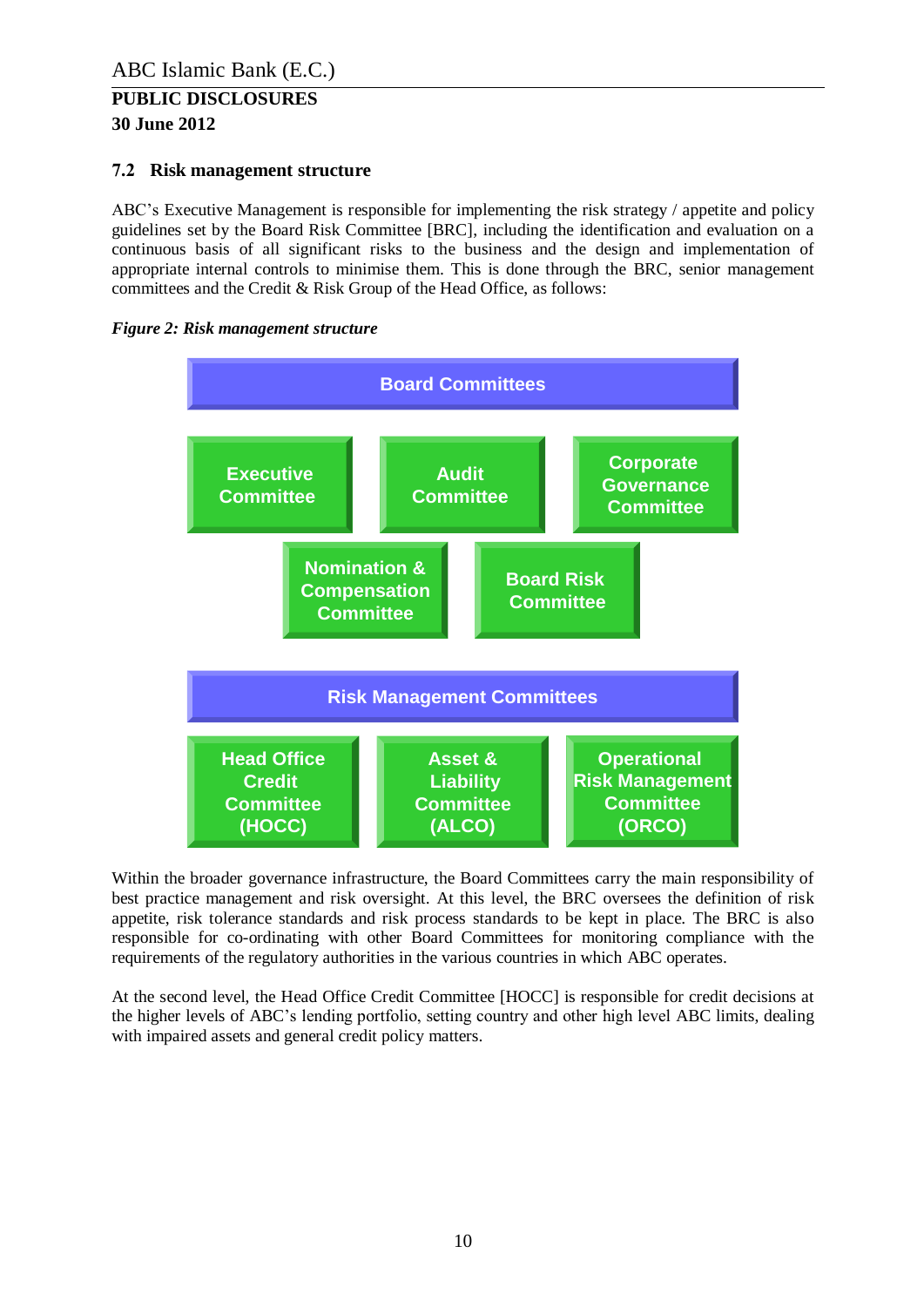ABC Islamic Bank (E.C.)

**PUBLIC DISCLOSURES**
**30 June 2012**

### 7.2 Risk management structure

ABC's Executive Management is responsible for implementing the risk strategy / appetite and policy guidelines set by the Board Risk Committee [BRC], including the identification and evaluation on a continuous basis of all significant risks to the business and the design and implementation of appropriate internal controls to minimise them. This is done through the BRC, senior management committees and the Credit & Risk Group of the Head Office, as follows:

***Figure 2: Risk management structure***

**Board Committees**

- Executive Committee
- Audit Committee
- Corporate Governance Committee
- Nomination & Compensation Committee
- Board Risk Committee

**Risk Management Committees**

- Head Office Credit Committee (HOCC)
- Asset & Liability Committee (ALCO)
- Operational Risk Management Committee (ORCO)

Within the broader governance infrastructure, the Board Committees carry the main responsibility of best practice management and risk oversight. At this level, the BRC oversees the definition of risk appetite, risk tolerance standards and risk process standards to be kept in place. The BRC is also responsible for co-ordinating with other Board Committees for monitoring compliance with the requirements of the regulatory authorities in the various countries in which ABC operates.

At the second level, the Head Office Credit Committee [HOCC] is responsible for credit decisions at the higher levels of ABC's lending portfolio, setting country and other high level ABC limits, dealing with impaired assets and general credit policy matters.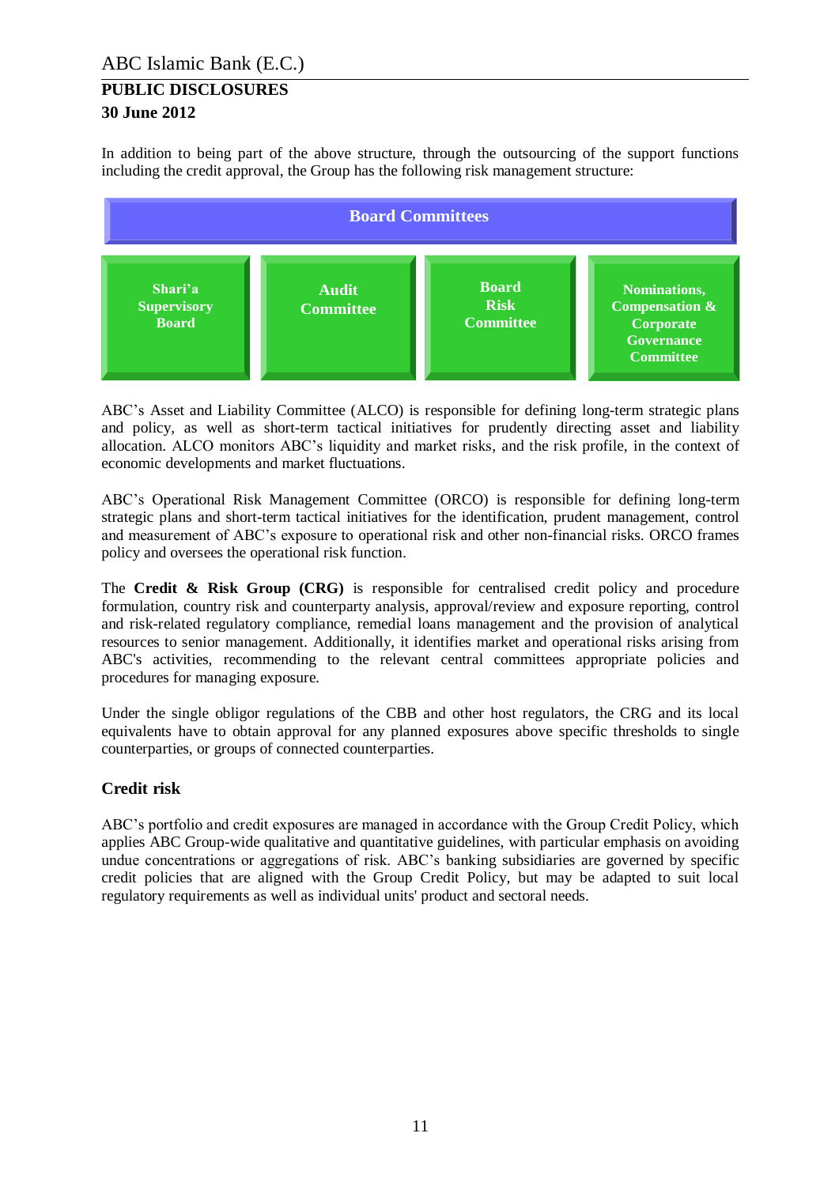In addition to being part of the above structure, through the outsourcing of the support functions including the credit approval, the Group has the following risk management structure:

**Board Committees**

| Shari'a Supervisory Board | Audit Committee | Board Risk Committee | Nominations, Compensation & Corporate Governance Committee |
|---|---|---|---|

ABC's Asset and Liability Committee (ALCO) is responsible for defining long-term strategic plans and policy, as well as short-term tactical initiatives for prudently directing asset and liability allocation. ALCO monitors ABC's liquidity and market risks, and the risk profile, in the context of economic developments and market fluctuations.

ABC's Operational Risk Management Committee (ORCO) is responsible for defining long-term strategic plans and short-term tactical initiatives for the identification, prudent management, control and measurement of ABC's exposure to operational risk and other non-financial risks. ORCO frames policy and oversees the operational risk function.

The **Credit & Risk Group (CRG)** is responsible for centralised credit policy and procedure formulation, country risk and counterparty analysis, approval/review and exposure reporting, control and risk-related regulatory compliance, remedial loans management and the provision of analytical resources to senior management. Additionally, it identifies market and operational risks arising from ABC's activities, recommending to the relevant central committees appropriate policies and procedures for managing exposure.

Under the single obligor regulations of the CBB and other host regulators, the CRG and its local equivalents have to obtain approval for any planned exposures above specific thresholds to single counterparties, or groups of connected counterparties.

## Credit risk

ABC's portfolio and credit exposures are managed in accordance with the Group Credit Policy, which applies ABC Group-wide qualitative and quantitative guidelines, with particular emphasis on avoiding undue concentrations or aggregations of risk. ABC's banking subsidiaries are governed by specific credit policies that are aligned with the Group Credit Policy, but may be adapted to suit local regulatory requirements as well as individual units' product and sectoral needs.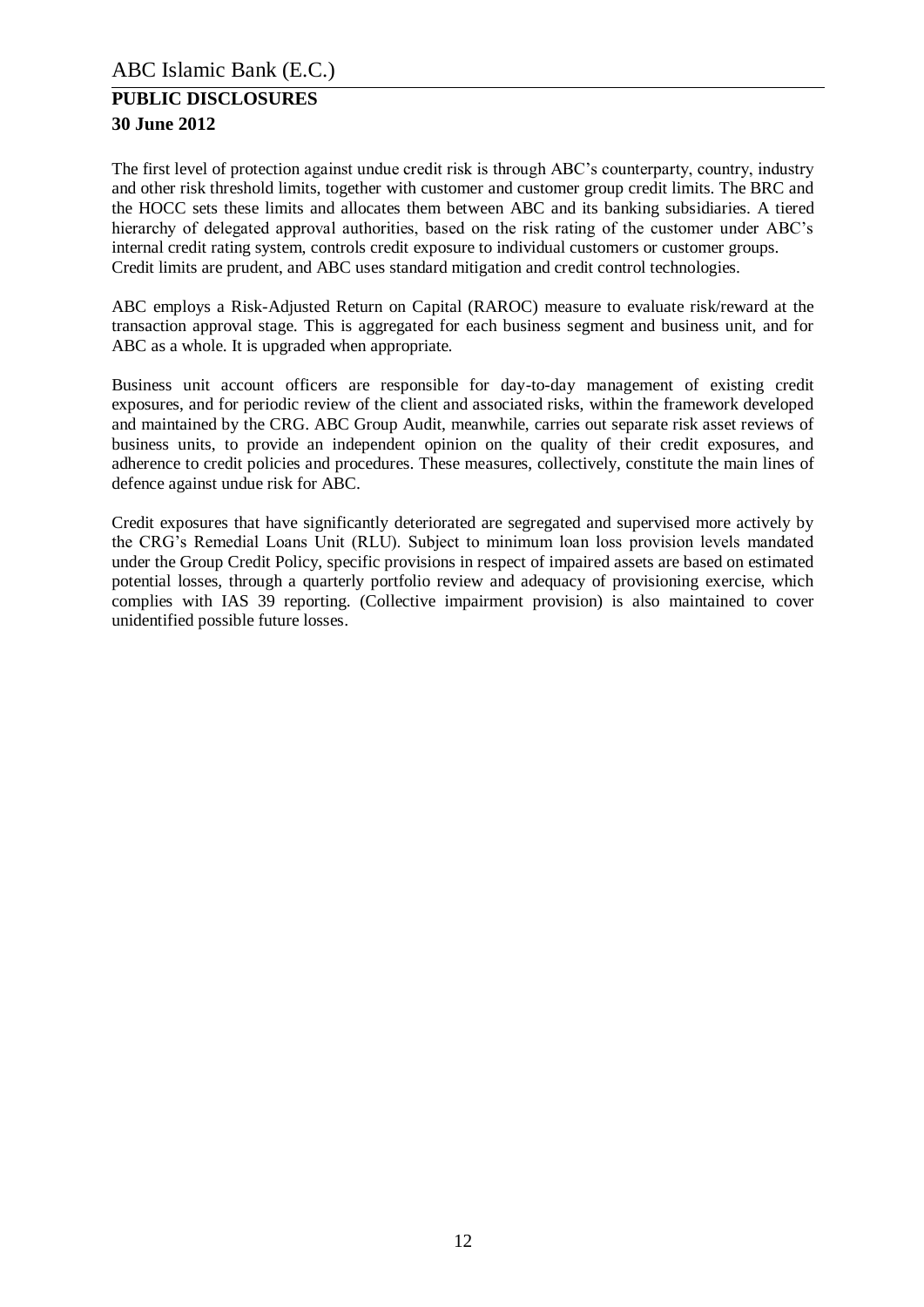The first level of protection against undue credit risk is through ABC's counterparty, country, industry and other risk threshold limits, together with customer and customer group credit limits. The BRC and the HOCC sets these limits and allocates them between ABC and its banking subsidiaries. A tiered hierarchy of delegated approval authorities, based on the risk rating of the customer under ABC's internal credit rating system, controls credit exposure to individual customers or customer groups. Credit limits are prudent, and ABC uses standard mitigation and credit control technologies.

ABC employs a Risk-Adjusted Return on Capital (RAROC) measure to evaluate risk/reward at the transaction approval stage. This is aggregated for each business segment and business unit, and for ABC as a whole. It is upgraded when appropriate.

Business unit account officers are responsible for day-to-day management of existing credit exposures, and for periodic review of the client and associated risks, within the framework developed and maintained by the CRG. ABC Group Audit, meanwhile, carries out separate risk asset reviews of business units, to provide an independent opinion on the quality of their credit exposures, and adherence to credit policies and procedures. These measures, collectively, constitute the main lines of defence against undue risk for ABC.

Credit exposures that have significantly deteriorated are segregated and supervised more actively by the CRG's Remedial Loans Unit (RLU). Subject to minimum loan loss provision levels mandated under the Group Credit Policy, specific provisions in respect of impaired assets are based on estimated potential losses, through a quarterly portfolio review and adequacy of provisioning exercise, which complies with IAS 39 reporting. (Collective impairment provision) is also maintained to cover unidentified possible future losses.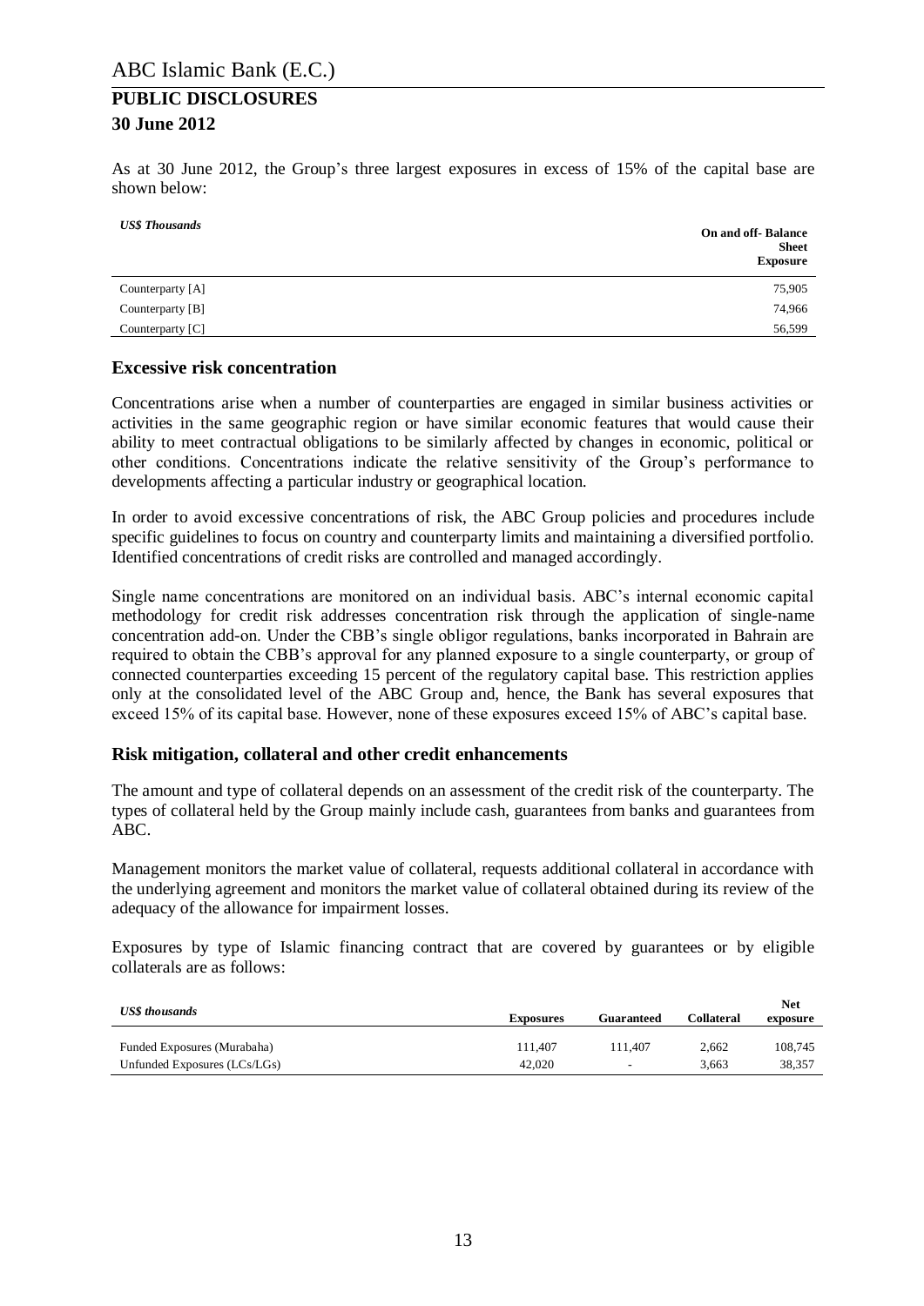As at 30 June 2012, the Group's three largest exposures in excess of 15% of the capital base are shown below:

| *US$ Thousands* | **On and off- Balance Sheet Exposure** |
|---|---|
| Counterparty [A] | 75,905 |
| Counterparty [B] | 74,966 |
| Counterparty [C] | 56,599 |

## Excessive risk concentration

Concentrations arise when a number of counterparties are engaged in similar business activities or activities in the same geographic region or have similar economic features that would cause their ability to meet contractual obligations to be similarly affected by changes in economic, political or other conditions. Concentrations indicate the relative sensitivity of the Group's performance to developments affecting a particular industry or geographical location.

In order to avoid excessive concentrations of risk, the ABC Group policies and procedures include specific guidelines to focus on country and counterparty limits and maintaining a diversified portfolio. Identified concentrations of credit risks are controlled and managed accordingly.

Single name concentrations are monitored on an individual basis. ABC's internal economic capital methodology for credit risk addresses concentration risk through the application of single-name concentration add-on. Under the CBB's single obligor regulations, banks incorporated in Bahrain are required to obtain the CBB's approval for any planned exposure to a single counterparty, or group of connected counterparties exceeding 15 percent of the regulatory capital base. This restriction applies only at the consolidated level of the ABC Group and, hence, the Bank has several exposures that exceed 15% of its capital base. However, none of these exposures exceed 15% of ABC's capital base.

## Risk mitigation, collateral and other credit enhancements

The amount and type of collateral depends on an assessment of the credit risk of the counterparty. The types of collateral held by the Group mainly include cash, guarantees from banks and guarantees from ABC.

Management monitors the market value of collateral, requests additional collateral in accordance with the underlying agreement and monitors the market value of collateral obtained during its review of the adequacy of the allowance for impairment losses.

Exposures by type of Islamic financing contract that are covered by guarantees or by eligible collaterals are as follows:

| *US$ thousands* | **Exposures** | **Guaranteed** | **Collateral** | **Net exposure** |
|---|---|---|---|---|
| Funded Exposures (Murabaha) | 111,407 | 111,407 | 2,662 | 108,745 |
| Unfunded Exposures (LCs/LGs) | 42,020 | - | 3,663 | 38,357 |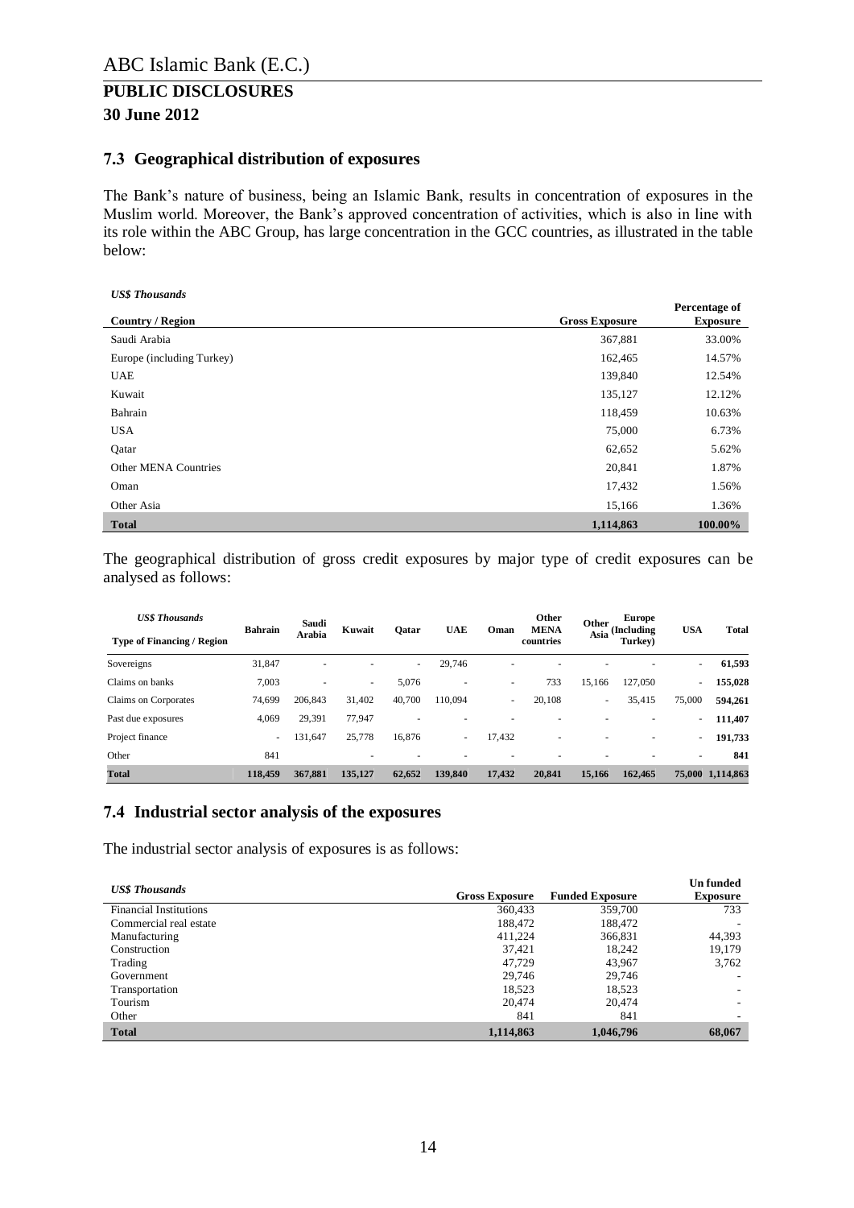ABC Islamic Bank (E.C.)

**PUBLIC DISCLOSURES**

**30 June 2012**

## 7.3 Geographical distribution of exposures

The Bank's nature of business, being an Islamic Bank, results in concentration of exposures in the Muslim world. Moreover, the Bank's approved concentration of activities, which is also in line with its role within the ABC Group, has large concentration in the GCC countries, as illustrated in the table below:

*US$ Thousands*

| Country / Region | Gross Exposure | Percentage of Exposure |
|---|---|---|
| Saudi Arabia | 367,881 | 33.00% |
| Europe (including Turkey) | 162,465 | 14.57% |
| UAE | 139,840 | 12.54% |
| Kuwait | 135,127 | 12.12% |
| Bahrain | 118,459 | 10.63% |
| USA | 75,000 | 6.73% |
| Qatar | 62,652 | 5.62% |
| Other MENA Countries | 20,841 | 1.87% |
| Oman | 17,432 | 1.56% |
| Other Asia | 15,166 | 1.36% |
| **Total** | **1,114,863** | **100.00%** |

The geographical distribution of gross credit exposures by major type of credit exposures can be analysed as follows:

| *US$ Thousands* Type of Financing / Region | Bahrain | Saudi Arabia | Kuwait | Qatar | UAE | Oman | Other MENA countries | Other Asia | Europe (Including Turkey) | USA | Total |
|---|---|---|---|---|---|---|---|---|---|---|---|
| Sovereigns | 31,847 | - | - | - | 29,746 | - | - | - | - | - | **61,593** |
| Claims on banks | 7,003 | - | - | 5,076 | - | - | 733 | 15,166 | 127,050 | - | **155,028** |
| Claims on Corporates | 74,699 | 206,843 | 31,402 | 40,700 | 110,094 | - | 20,108 | - | 35,415 | 75,000 | **594,261** |
| Past due exposures | 4,069 | 29,391 | 77,947 | - | - | - | - | - | - | - | **111,407** |
| Project finance | - | 131,647 | 25,778 | 16,876 | - | 17,432 | - | - | - | - | **191,733** |
| Other | 841 | - | - | - | - | - | - | - | - | - | **841** |
| **Total** | **118,459** | **367,881** | **135,127** | **62,652** | **139,840** | **17,432** | **20,841** | **15,166** | **162,465** | **75,000** | **1,114,863** |

## 7.4 Industrial sector analysis of the exposures

The industrial sector analysis of exposures is as follows:

| *US$ Thousands* | Gross Exposure | Funded Exposure | Un funded Exposure |
|---|---|---|---|
| Financial Institutions | 360,433 | 359,700 | 733 |
| Commercial real estate | 188,472 | 188,472 | - |
| Manufacturing | 411,224 | 366,831 | 44,393 |
| Construction | 37,421 | 18,242 | 19,179 |
| Trading | 47,729 | 43,967 | 3,762 |
| Government | 29,746 | 29,746 | - |
| Transportation | 18,523 | 18,523 | - |
| Tourism | 20,474 | 20,474 | - |
| Other | 841 | 841 | - |
| **Total** | **1,114,863** | **1,046,796** | **68,067** |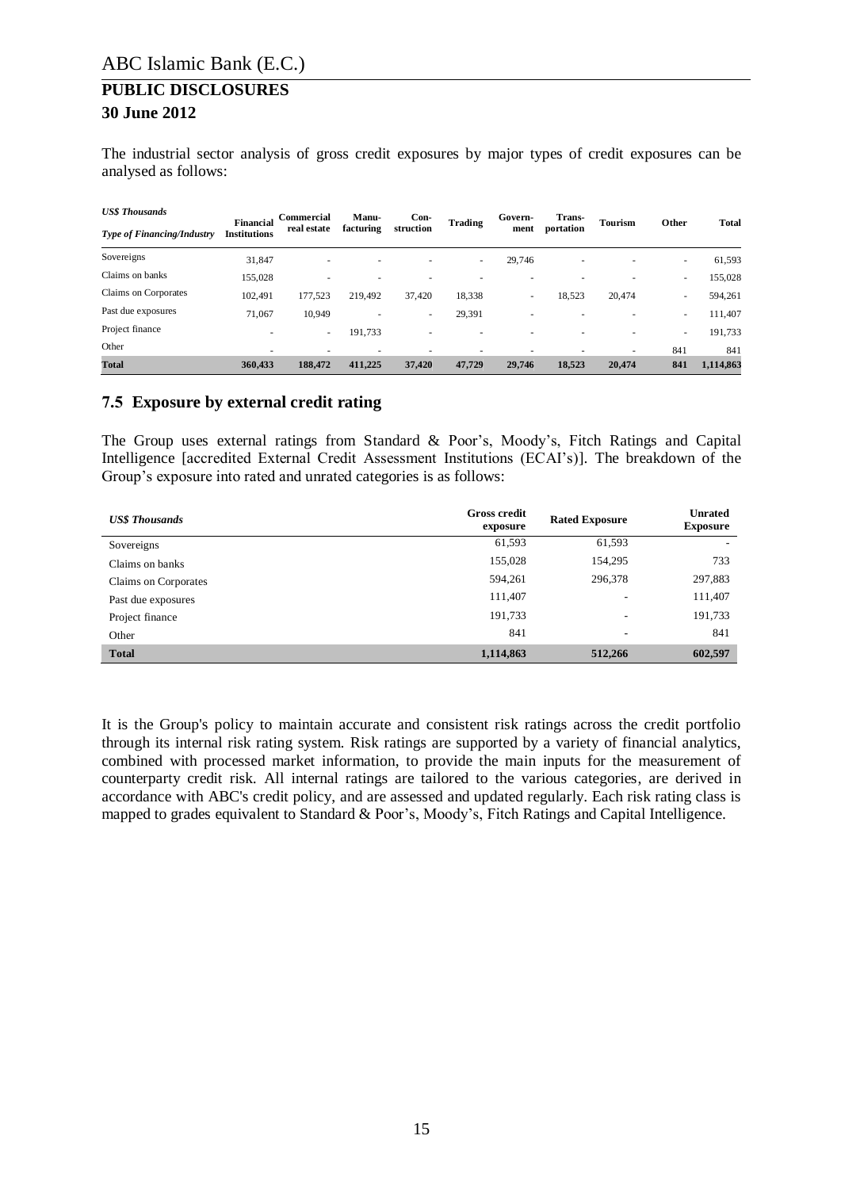The industrial sector analysis of gross credit exposures by major types of credit exposures can be analysed as follows:

| *US$ Thousands* *Type of Financing/Industry* | Financial Institutions | Commercial real estate | Manu-facturing | Con-struction | Trading | Govern-ment | Trans-portation | Tourism | Other | Total |
|---|---|---|---|---|---|---|---|---|---|---|
| Sovereigns | 31,847 | - | - | - | - | 29,746 | - | - | - | 61,593 |
| Claims on banks | 155,028 | - | - | - | - | - | - | - | - | 155,028 |
| Claims on Corporates | 102,491 | 177,523 | 219,492 | 37,420 | 18,338 | - | 18,523 | 20,474 | - | 594,261 |
| Past due exposures | 71,067 | 10,949 | - | - | 29,391 | - | - | - | - | 111,407 |
| Project finance | - | - | 191,733 | - | - | - | - | - | - | 191,733 |
| Other | - | - | - | - | - | - | - | - | 841 | 841 |
| **Total** | **360,433** | **188,472** | **411,225** | **37,420** | **47,729** | **29,746** | **18,523** | **20,474** | **841** | **1,114,863** |

## 7.5 Exposure by external credit rating

The Group uses external ratings from Standard & Poor's, Moody's, Fitch Ratings and Capital Intelligence [accredited External Credit Assessment Institutions (ECAI's)]. The breakdown of the Group's exposure into rated and unrated categories is as follows:

| *US$ Thousands* | Gross credit exposure | Rated Exposure | Unrated Exposure |
|---|---|---|---|
| Sovereigns | 61,593 | 61,593 | - |
| Claims on banks | 155,028 | 154,295 | 733 |
| Claims on Corporates | 594,261 | 296,378 | 297,883 |
| Past due exposures | 111,407 | - | 111,407 |
| Project finance | 191,733 | - | 191,733 |
| Other | 841 | - | 841 |
| **Total** | **1,114,863** | **512,266** | **602,597** |

It is the Group's policy to maintain accurate and consistent risk ratings across the credit portfolio through its internal risk rating system. Risk ratings are supported by a variety of financial analytics, combined with processed market information, to provide the main inputs for the measurement of counterparty credit risk. All internal ratings are tailored to the various categories, are derived in accordance with ABC's credit policy, and are assessed and updated regularly. Each risk rating class is mapped to grades equivalent to Standard & Poor's, Moody's, Fitch Ratings and Capital Intelligence.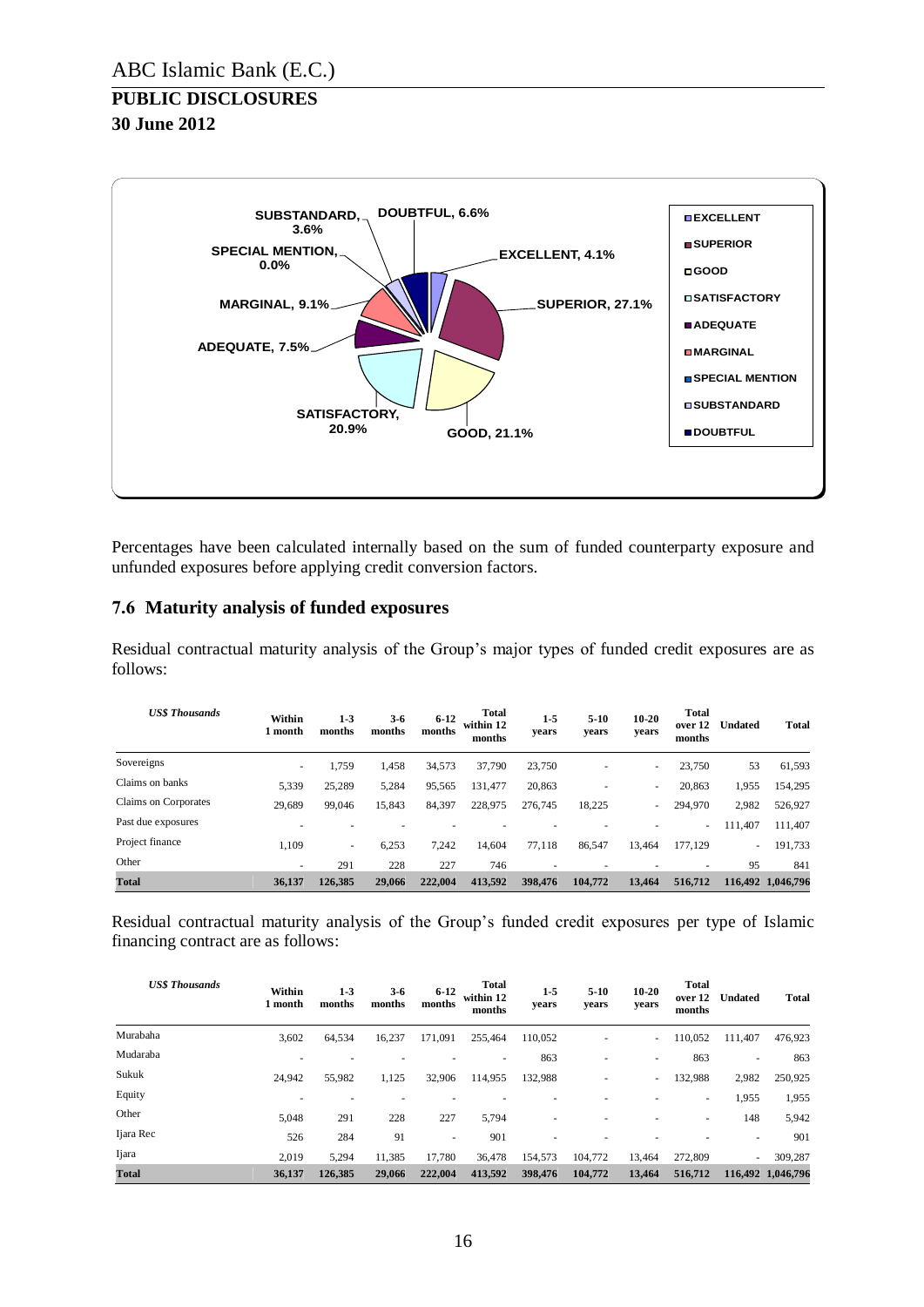SUBSTANDARD, 3.6%
DOUBTFUL, 6.6%
SPECIAL MENTION, 0.0%
EXCELLENT, 4.1%
MARGINAL, 9.1%
SUPERIOR, 27.1%
ADEQUATE, 7.5%
SATISFACTORY, 20.9%
GOOD, 21.1%

- EXCELLENT
- SUPERIOR
- GOOD
- SATISFACTORY
- ADEQUATE
- MARGINAL
- SPECIAL MENTION
- SUBSTANDARD
- DOUBTFUL

Percentages have been calculated internally based on the sum of funded counterparty exposure and unfunded exposures before applying credit conversion factors.

## 7.6 Maturity analysis of funded exposures

Residual contractual maturity analysis of the Group's major types of funded credit exposures are as follows:

| *US$ Thousands* | Within 1 month | 1-3 months | 3-6 months | 6-12 months | Total within 12 months | 1-5 years | 5-10 years | 10-20 years | Total over 12 months | Undated | Total |
|---|---|---|---|---|---|---|---|---|---|---|---|
| Sovereigns | - | 1,759 | 1,458 | 34,573 | 37,790 | 23,750 | - | - | 23,750 | 53 | 61,593 |
| Claims on banks | 5,339 | 25,289 | 5,284 | 95,565 | 131,477 | 20,863 | - | - | 20,863 | 1,955 | 154,295 |
| Claims on Corporates | 29,689 | 99,046 | 15,843 | 84,397 | 228,975 | 276,745 | 18,225 | - | 294,970 | 2,982 | 526,927 |
| Past due exposures | - | - | - | - | - | - | - | - | - | 111,407 | 111,407 |
| Project finance | 1,109 | - | 6,253 | 7,242 | 14,604 | 77,118 | 86,547 | 13,464 | 177,129 | - | 191,733 |
| Other | - | 291 | 228 | 227 | 746 | - | - | - | - | 95 | 841 |
| **Total** | **36,137** | **126,385** | **29,066** | **222,004** | **413,592** | **398,476** | **104,772** | **13,464** | **516,712** | **116,492** | **1,046,796** |

Residual contractual maturity analysis of the Group's funded credit exposures per type of Islamic financing contract are as follows:

| *US$ Thousands* | Within 1 month | 1-3 months | 3-6 months | 6-12 months | Total within 12 months | 1-5 years | 5-10 years | 10-20 years | Total over 12 months | Undated | Total |
|---|---|---|---|---|---|---|---|---|---|---|---|
| Murabaha | 3,602 | 64,534 | 16,237 | 171,091 | 255,464 | 110,052 | - | - | 110,052 | 111,407 | 476,923 |
| Mudaraba | - | - | - | - | - | 863 | - | - | 863 | - | 863 |
| Sukuk | 24,942 | 55,982 | 1,125 | 32,906 | 114,955 | 132,988 | - | - | 132,988 | 2,982 | 250,925 |
| Equity | - | - | - | - | - | - | - | - | - | 1,955 | 1,955 |
| Other | 5,048 | 291 | 228 | 227 | 5,794 | - | - | - | - | 148 | 5,942 |
| Ijara Rec | 526 | 284 | 91 | - | 901 | - | - | - | - | - | 901 |
| Ijara | 2,019 | 5,294 | 11,385 | 17,780 | 36,478 | 154,573 | 104,772 | 13,464 | 272,809 | - | 309,287 |
| **Total** | **36,137** | **126,385** | **29,066** | **222,004** | **413,592** | **398,476** | **104,772** | **13,464** | **516,712** | **116,492** | **1,046,796** |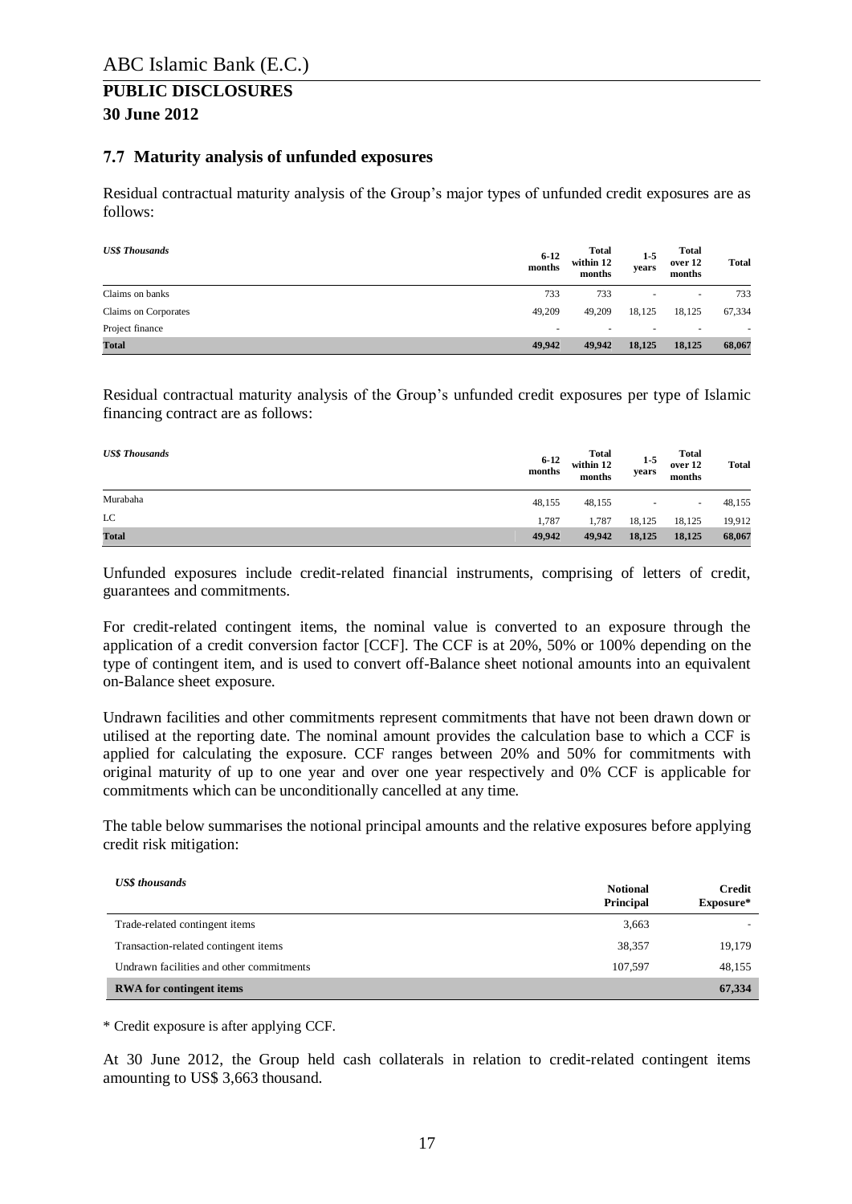## 7.7 Maturity analysis of unfunded exposures

Residual contractual maturity analysis of the Group's major types of unfunded credit exposures are as follows:

| *US$ Thousands* | 6-12 months | Total within 12 months | 1-5 years | Total over 12 months | Total |
|---|---|---|---|---|---|
| Claims on banks | 733 | 733 | - | - | 733 |
| Claims on Corporates | 49,209 | 49,209 | 18,125 | 18,125 | 67,334 |
| Project finance | - | - | - | - | - |
| **Total** | **49,942** | **49,942** | **18,125** | **18,125** | **68,067** |

Residual contractual maturity analysis of the Group's unfunded credit exposures per type of Islamic financing contract are as follows:

| *US$ Thousands* | 6-12 months | Total within 12 months | 1-5 years | Total over 12 months | Total |
|---|---|---|---|---|---|
| Murabaha | 48,155 | 48,155 | - | - | 48,155 |
| LC | 1,787 | 1,787 | 18,125 | 18,125 | 19,912 |
| **Total** | **49,942** | **49,942** | **18,125** | **18,125** | **68,067** |

Unfunded exposures include credit-related financial instruments, comprising of letters of credit, guarantees and commitments.

For credit-related contingent items, the nominal value is converted to an exposure through the application of a credit conversion factor [CCF]. The CCF is at 20%, 50% or 100% depending on the type of contingent item, and is used to convert off-Balance sheet notional amounts into an equivalent on-Balance sheet exposure.

Undrawn facilities and other commitments represent commitments that have not been drawn down or utilised at the reporting date. The nominal amount provides the calculation base to which a CCF is applied for calculating the exposure. CCF ranges between 20% and 50% for commitments with original maturity of up to one year and over one year respectively and 0% CCF is applicable for commitments which can be unconditionally cancelled at any time.

The table below summarises the notional principal amounts and the relative exposures before applying credit risk mitigation:

| *US$ thousands* | Notional Principal | Credit Exposure* |
|---|---|---|
| Trade-related contingent items | 3,663 | - |
| Transaction-related contingent items | 38,357 | 19,179 |
| Undrawn facilities and other commitments | 107,597 | 48,155 |
| **RWA for contingent items** | | **67,334** |

\* Credit exposure is after applying CCF.

At 30 June 2012, the Group held cash collaterals in relation to credit-related contingent items amounting to US$ 3,663 thousand.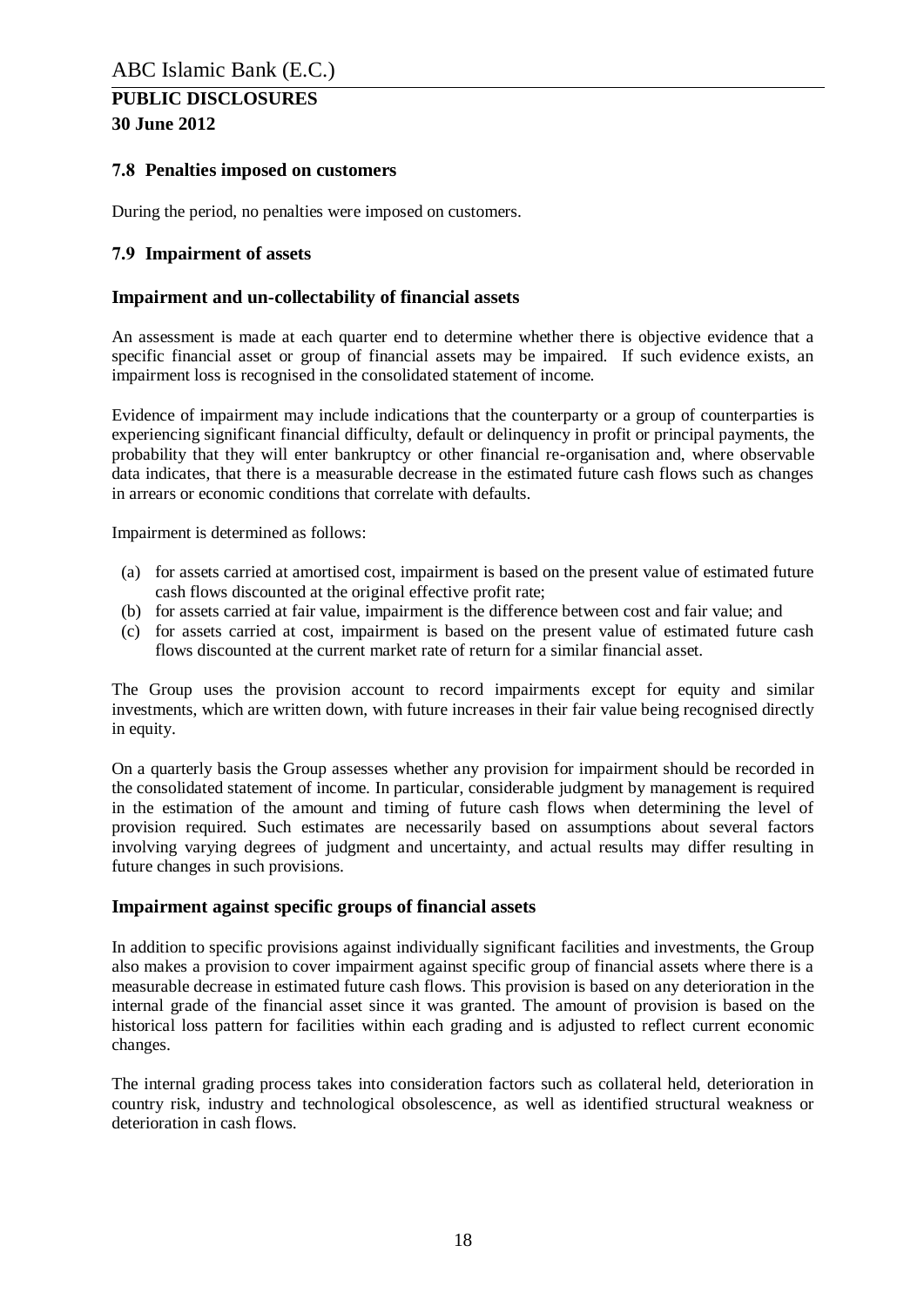## 7.8 Penalties imposed on customers

During the period, no penalties were imposed on customers.

## 7.9 Impairment of assets

### Impairment and un-collectability of financial assets

An assessment is made at each quarter end to determine whether there is objective evidence that a specific financial asset or group of financial assets may be impaired. If such evidence exists, an impairment loss is recognised in the consolidated statement of income.

Evidence of impairment may include indications that the counterparty or a group of counterparties is experiencing significant financial difficulty, default or delinquency in profit or principal payments, the probability that they will enter bankruptcy or other financial re-organisation and, where observable data indicates, that there is a measurable decrease in the estimated future cash flows such as changes in arrears or economic conditions that correlate with defaults.

Impairment is determined as follows:

(a) for assets carried at amortised cost, impairment is based on the present value of estimated future cash flows discounted at the original effective profit rate;
(b) for assets carried at fair value, impairment is the difference between cost and fair value; and
(c) for assets carried at cost, impairment is based on the present value of estimated future cash flows discounted at the current market rate of return for a similar financial asset.

The Group uses the provision account to record impairments except for equity and similar investments, which are written down, with future increases in their fair value being recognised directly in equity.

On a quarterly basis the Group assesses whether any provision for impairment should be recorded in the consolidated statement of income. In particular, considerable judgment by management is required in the estimation of the amount and timing of future cash flows when determining the level of provision required. Such estimates are necessarily based on assumptions about several factors involving varying degrees of judgment and uncertainty, and actual results may differ resulting in future changes in such provisions.

### Impairment against specific groups of financial assets

In addition to specific provisions against individually significant facilities and investments, the Group also makes a provision to cover impairment against specific group of financial assets where there is a measurable decrease in estimated future cash flows. This provision is based on any deterioration in the internal grade of the financial asset since it was granted. The amount of provision is based on the historical loss pattern for facilities within each grading and is adjusted to reflect current economic changes.

The internal grading process takes into consideration factors such as collateral held, deterioration in country risk, industry and technological obsolescence, as well as identified structural weakness or deterioration in cash flows.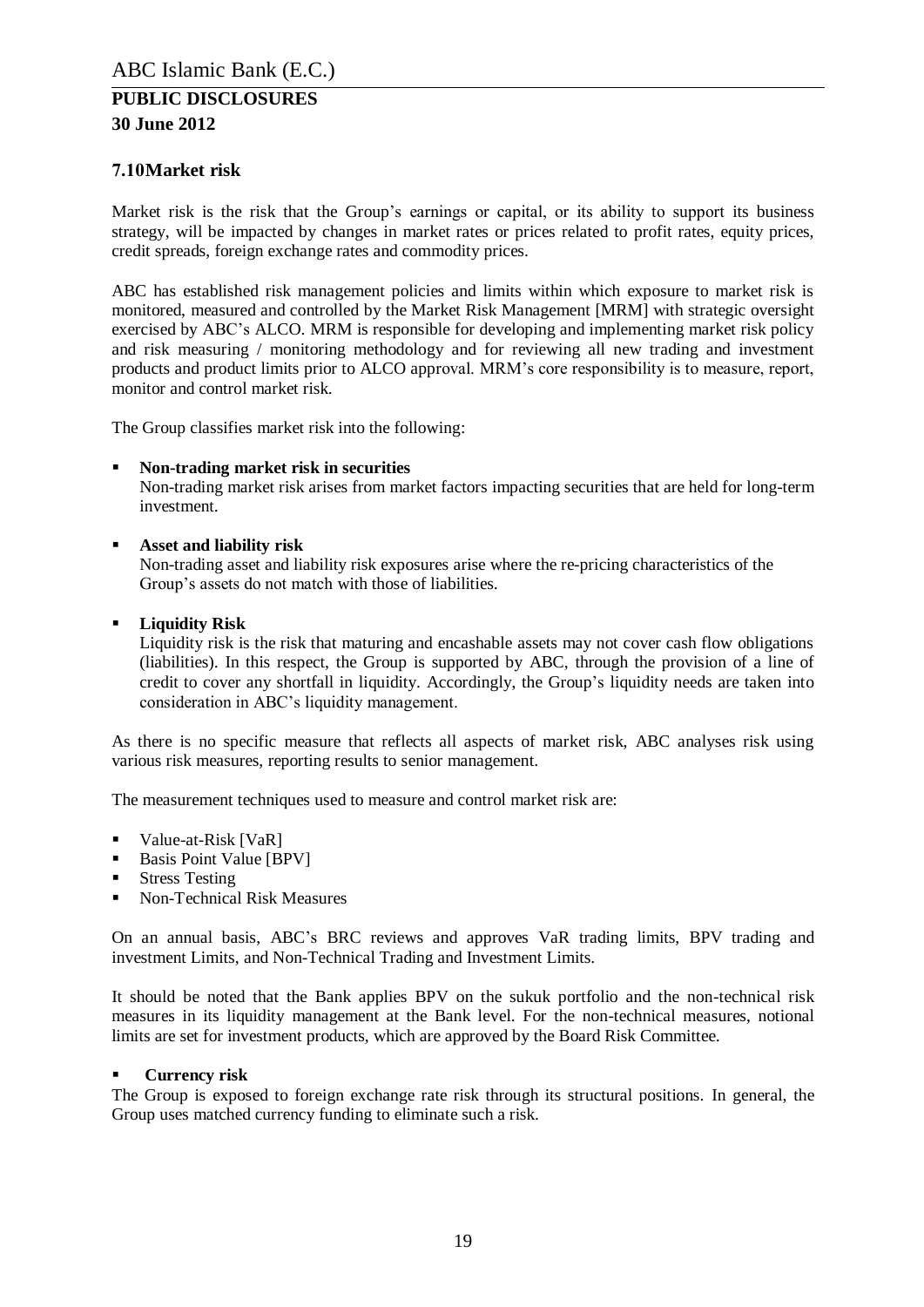## 7.10Market risk

Market risk is the risk that the Group's earnings or capital, or its ability to support its business strategy, will be impacted by changes in market rates or prices related to profit rates, equity prices, credit spreads, foreign exchange rates and commodity prices.

ABC has established risk management policies and limits within which exposure to market risk is monitored, measured and controlled by the Market Risk Management [MRM] with strategic oversight exercised by ABC's ALCO. MRM is responsible for developing and implementing market risk policy and risk measuring / monitoring methodology and for reviewing all new trading and investment products and product limits prior to ALCO approval. MRM's core responsibility is to measure, report, monitor and control market risk.

The Group classifies market risk into the following:

- **Non-trading market risk in securities**
  Non-trading market risk arises from market factors impacting securities that are held for long-term investment.

- **Asset and liability risk**
  Non-trading asset and liability risk exposures arise where the re-pricing characteristics of the Group's assets do not match with those of liabilities.

- **Liquidity Risk**
  Liquidity risk is the risk that maturing and encashable assets may not cover cash flow obligations (liabilities). In this respect, the Group is supported by ABC, through the provision of a line of credit to cover any shortfall in liquidity. Accordingly, the Group's liquidity needs are taken into consideration in ABC's liquidity management.

As there is no specific measure that reflects all aspects of market risk, ABC analyses risk using various risk measures, reporting results to senior management.

The measurement techniques used to measure and control market risk are:

- Value-at-Risk [VaR]
- Basis Point Value [BPV]
- Stress Testing
- Non-Technical Risk Measures

On an annual basis, ABC's BRC reviews and approves VaR trading limits, BPV trading and investment Limits, and Non-Technical Trading and Investment Limits.

It should be noted that the Bank applies BPV on the sukuk portfolio and the non-technical risk measures in its liquidity management at the Bank level. For the non-technical measures, notional limits are set for investment products, which are approved by the Board Risk Committee.

- **Currency risk**

The Group is exposed to foreign exchange rate risk through its structural positions. In general, the Group uses matched currency funding to eliminate such a risk.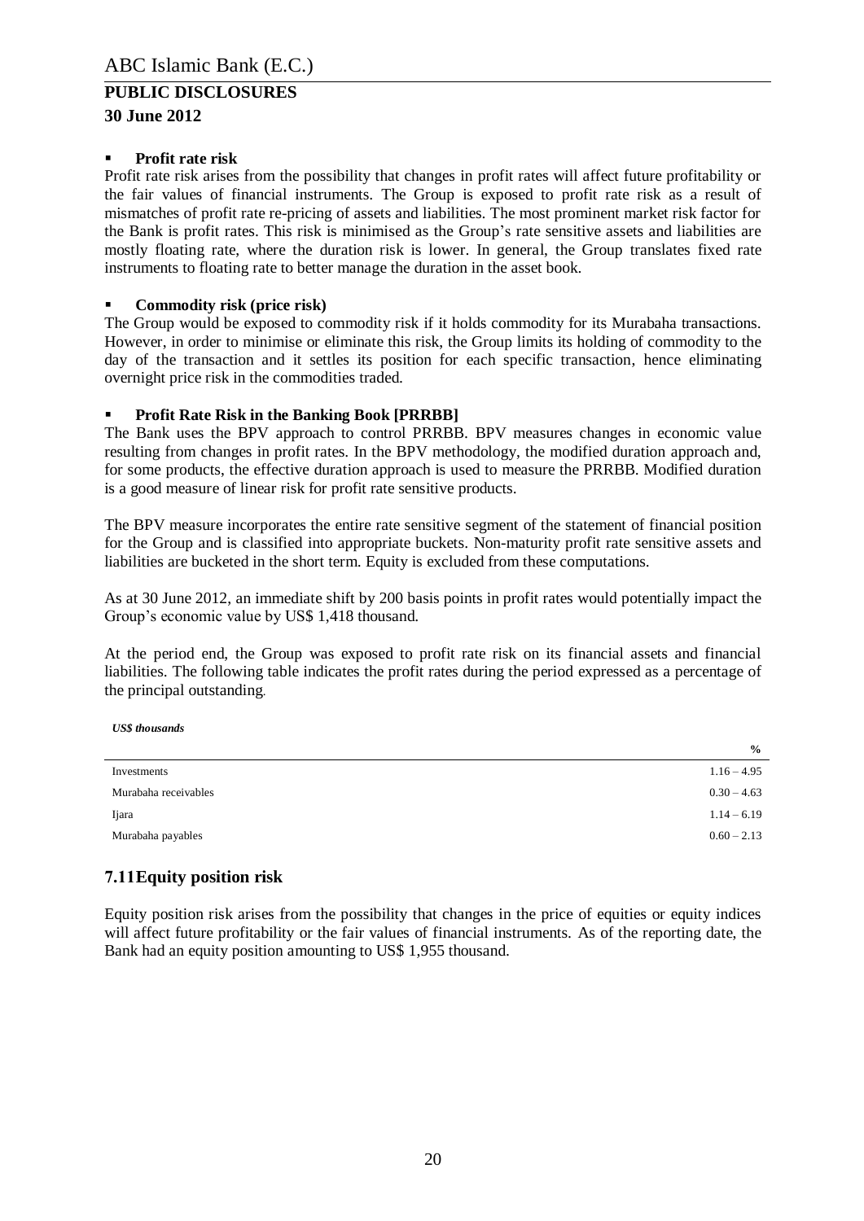- **Profit rate risk**

Profit rate risk arises from the possibility that changes in profit rates will affect future profitability or the fair values of financial instruments. The Group is exposed to profit rate risk as a result of mismatches of profit rate re-pricing of assets and liabilities. The most prominent market risk factor for the Bank is profit rates. This risk is minimised as the Group's rate sensitive assets and liabilities are mostly floating rate, where the duration risk is lower. In general, the Group translates fixed rate instruments to floating rate to better manage the duration in the asset book.

- **Commodity risk (price risk)**

The Group would be exposed to commodity risk if it holds commodity for its Murabaha transactions. However, in order to minimise or eliminate this risk, the Group limits its holding of commodity to the day of the transaction and it settles its position for each specific transaction, hence eliminating overnight price risk in the commodities traded.

- **Profit Rate Risk in the Banking Book [PRRBB]**

The Bank uses the BPV approach to control PRRBB. BPV measures changes in economic value resulting from changes in profit rates. In the BPV methodology, the modified duration approach and, for some products, the effective duration approach is used to measure the PRRBB. Modified duration is a good measure of linear risk for profit rate sensitive products.

The BPV measure incorporates the entire rate sensitive segment of the statement of financial position for the Group and is classified into appropriate buckets. Non-maturity profit rate sensitive assets and liabilities are bucketed in the short term. Equity is excluded from these computations.

As at 30 June 2012, an immediate shift by 200 basis points in profit rates would potentially impact the Group's economic value by US$ 1,418 thousand.

At the period end, the Group was exposed to profit rate risk on its financial assets and financial liabilities. The following table indicates the profit rates during the period expressed as a percentage of the principal outstanding.

*US$ thousands*

| | % |
|---|---|
| Investments | 1.16 – 4.95 |
| Murabaha receivables | 0.30 – 4.63 |
| Ijara | 1.14 – 6.19 |
| Murabaha payables | 0.60 – 2.13 |

## 7.11 Equity position risk

Equity position risk arises from the possibility that changes in the price of equities or equity indices will affect future profitability or the fair values of financial instruments. As of the reporting date, the Bank had an equity position amounting to US$ 1,955 thousand.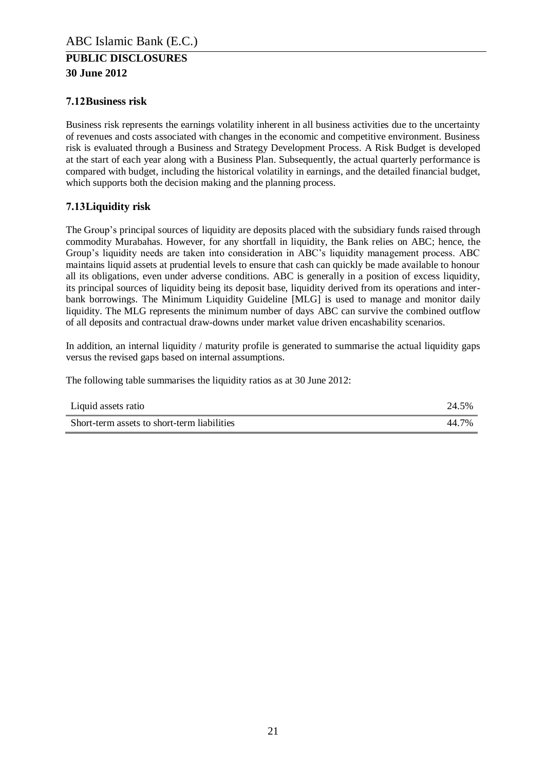## 7.12 Business risk

Business risk represents the earnings volatility inherent in all business activities due to the uncertainty of revenues and costs associated with changes in the economic and competitive environment. Business risk is evaluated through a Business and Strategy Development Process. A Risk Budget is developed at the start of each year along with a Business Plan. Subsequently, the actual quarterly performance is compared with budget, including the historical volatility in earnings, and the detailed financial budget, which supports both the decision making and the planning process.

## 7.13 Liquidity risk

The Group's principal sources of liquidity are deposits placed with the subsidiary funds raised through commodity Murabahas. However, for any shortfall in liquidity, the Bank relies on ABC; hence, the Group's liquidity needs are taken into consideration in ABC's liquidity management process. ABC maintains liquid assets at prudential levels to ensure that cash can quickly be made available to honour all its obligations, even under adverse conditions. ABC is generally in a position of excess liquidity, its principal sources of liquidity being its deposit base, liquidity derived from its operations and inter-bank borrowings. The Minimum Liquidity Guideline [MLG] is used to manage and monitor daily liquidity. The MLG represents the minimum number of days ABC can survive the combined outflow of all deposits and contractual draw-downs under market value driven encashability scenarios.

In addition, an internal liquidity / maturity profile is generated to summarise the actual liquidity gaps versus the revised gaps based on internal assumptions.

The following table summarises the liquidity ratios as at 30 June 2012:

| | |
|---|---|
| Liquid assets ratio | 24.5% |
| Short-term assets to short-term liabilities | 44.7% |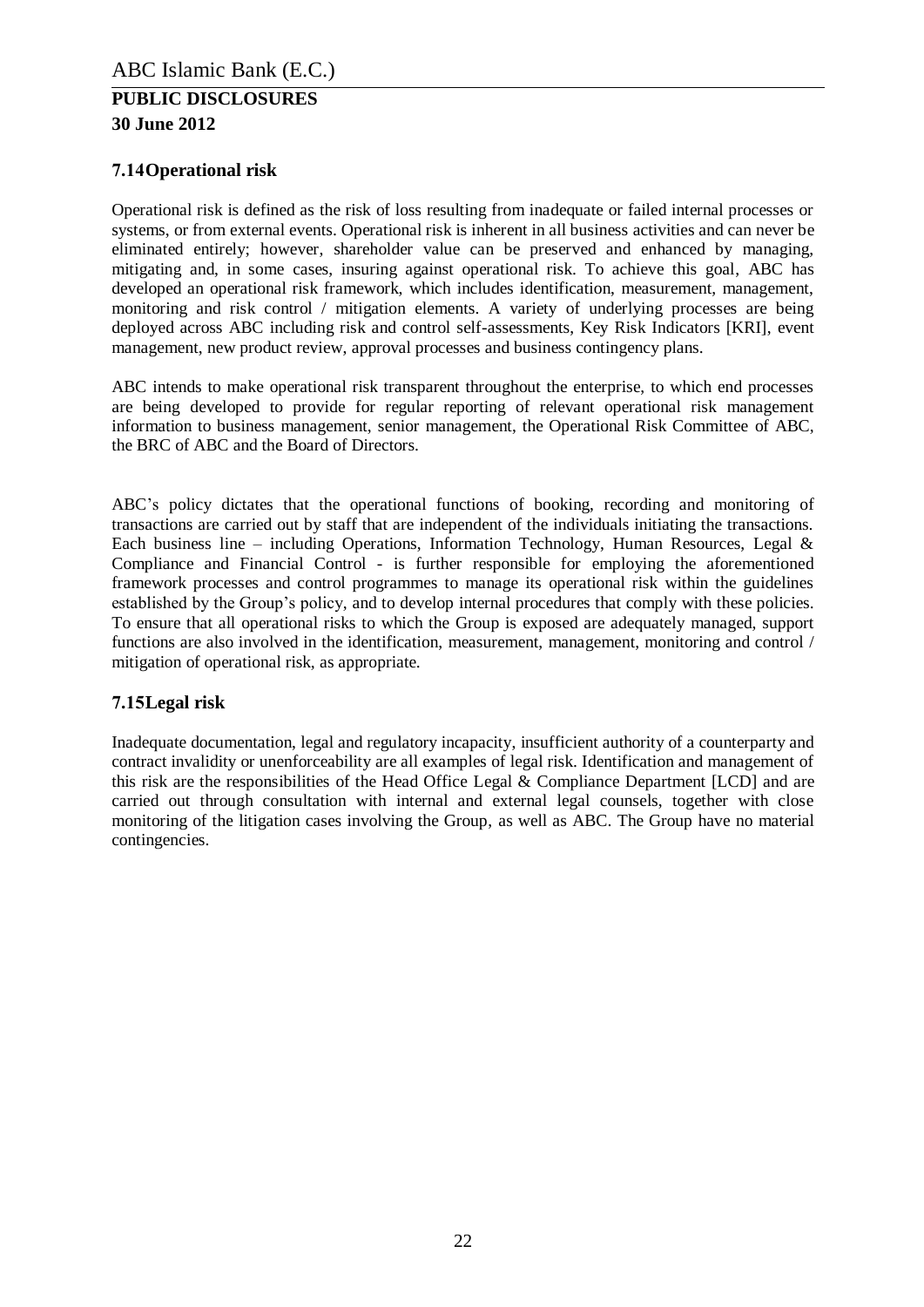## 7.14 Operational risk

Operational risk is defined as the risk of loss resulting from inadequate or failed internal processes or systems, or from external events. Operational risk is inherent in all business activities and can never be eliminated entirely; however, shareholder value can be preserved and enhanced by managing, mitigating and, in some cases, insuring against operational risk. To achieve this goal, ABC has developed an operational risk framework, which includes identification, measurement, management, monitoring and risk control / mitigation elements. A variety of underlying processes are being deployed across ABC including risk and control self-assessments, Key Risk Indicators [KRI], event management, new product review, approval processes and business contingency plans.

ABC intends to make operational risk transparent throughout the enterprise, to which end processes are being developed to provide for regular reporting of relevant operational risk management information to business management, senior management, the Operational Risk Committee of ABC, the BRC of ABC and the Board of Directors.

ABC's policy dictates that the operational functions of booking, recording and monitoring of transactions are carried out by staff that are independent of the individuals initiating the transactions. Each business line – including Operations, Information Technology, Human Resources, Legal & Compliance and Financial Control - is further responsible for employing the aforementioned framework processes and control programmes to manage its operational risk within the guidelines established by the Group's policy, and to develop internal procedures that comply with these policies. To ensure that all operational risks to which the Group is exposed are adequately managed, support functions are also involved in the identification, measurement, management, monitoring and control / mitigation of operational risk, as appropriate.

## 7.15 Legal risk

Inadequate documentation, legal and regulatory incapacity, insufficient authority of a counterparty and contract invalidity or unenforceability are all examples of legal risk. Identification and management of this risk are the responsibilities of the Head Office Legal & Compliance Department [LCD] and are carried out through consultation with internal and external legal counsels, together with close monitoring of the litigation cases involving the Group, as well as ABC. The Group have no material contingencies.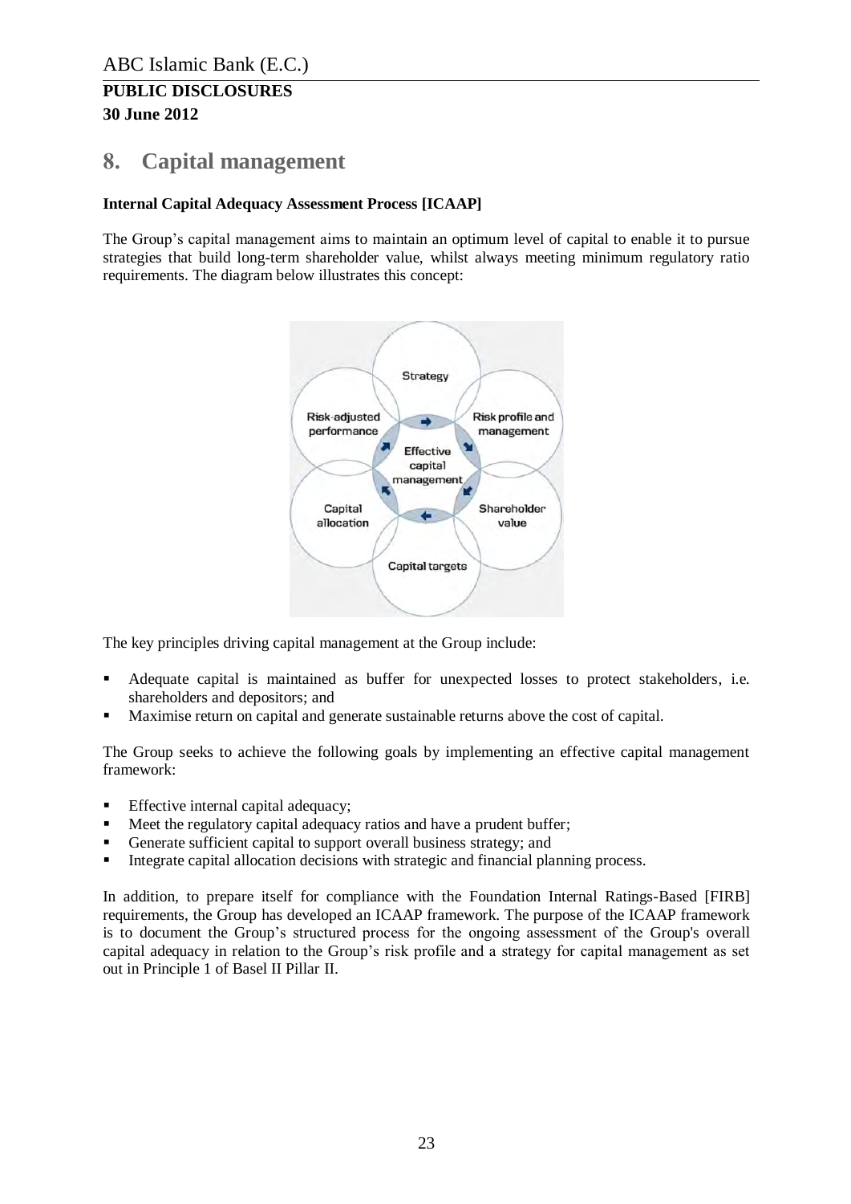## 8. Capital management

**Internal Capital Adequacy Assessment Process [ICAAP]**

The Group's capital management aims to maintain an optimum level of capital to enable it to pursue strategies that build long-term shareholder value, whilst always meeting minimum regulatory ratio requirements. The diagram below illustrates this concept:

Strategy

Risk-adjusted performance

Risk profile and management

Effective capital management

Capital allocation

Shareholder value

Capital targets

The key principles driving capital management at the Group include:

- Adequate capital is maintained as buffer for unexpected losses to protect stakeholders, i.e. shareholders and depositors; and
- Maximise return on capital and generate sustainable returns above the cost of capital.

The Group seeks to achieve the following goals by implementing an effective capital management framework:

- Effective internal capital adequacy;
- Meet the regulatory capital adequacy ratios and have a prudent buffer;
- Generate sufficient capital to support overall business strategy; and
- Integrate capital allocation decisions with strategic and financial planning process.

In addition, to prepare itself for compliance with the Foundation Internal Ratings-Based [FIRB] requirements, the Group has developed an ICAAP framework. The purpose of the ICAAP framework is to document the Group's structured process for the ongoing assessment of the Group's overall capital adequacy in relation to the Group's risk profile and a strategy for capital management as set out in Principle 1 of Basel II Pillar II.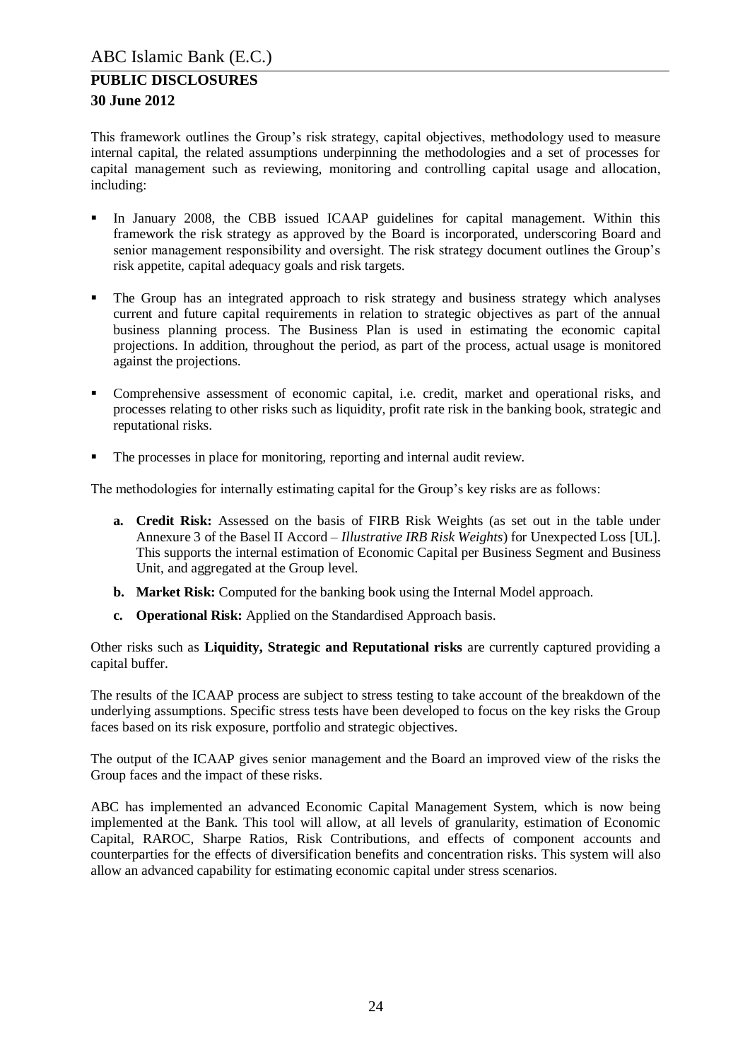This framework outlines the Group's risk strategy, capital objectives, methodology used to measure internal capital, the related assumptions underpinning the methodologies and a set of processes for capital management such as reviewing, monitoring and controlling capital usage and allocation, including:

- In January 2008, the CBB issued ICAAP guidelines for capital management. Within this framework the risk strategy as approved by the Board is incorporated, underscoring Board and senior management responsibility and oversight. The risk strategy document outlines the Group's risk appetite, capital adequacy goals and risk targets.
- The Group has an integrated approach to risk strategy and business strategy which analyses current and future capital requirements in relation to strategic objectives as part of the annual business planning process. The Business Plan is used in estimating the economic capital projections. In addition, throughout the period, as part of the process, actual usage is monitored against the projections.
- Comprehensive assessment of economic capital, i.e. credit, market and operational risks, and processes relating to other risks such as liquidity, profit rate risk in the banking book, strategic and reputational risks.
- The processes in place for monitoring, reporting and internal audit review.

The methodologies for internally estimating capital for the Group's key risks are as follows:

a. **Credit Risk:** Assessed on the basis of FIRB Risk Weights (as set out in the table under Annexure 3 of the Basel II Accord – *Illustrative IRB Risk Weights*) for Unexpected Loss [UL]. This supports the internal estimation of Economic Capital per Business Segment and Business Unit, and aggregated at the Group level.

b. **Market Risk:** Computed for the banking book using the Internal Model approach.

c. **Operational Risk:** Applied on the Standardised Approach basis.

Other risks such as **Liquidity, Strategic and Reputational risks** are currently captured providing a capital buffer.

The results of the ICAAP process are subject to stress testing to take account of the breakdown of the underlying assumptions. Specific stress tests have been developed to focus on the key risks the Group faces based on its risk exposure, portfolio and strategic objectives.

The output of the ICAAP gives senior management and the Board an improved view of the risks the Group faces and the impact of these risks.

ABC has implemented an advanced Economic Capital Management System, which is now being implemented at the Bank. This tool will allow, at all levels of granularity, estimation of Economic Capital, RAROC, Sharpe Ratios, Risk Contributions, and effects of component accounts and counterparties for the effects of diversification benefits and concentration risks. This system will also allow an advanced capability for estimating economic capital under stress scenarios.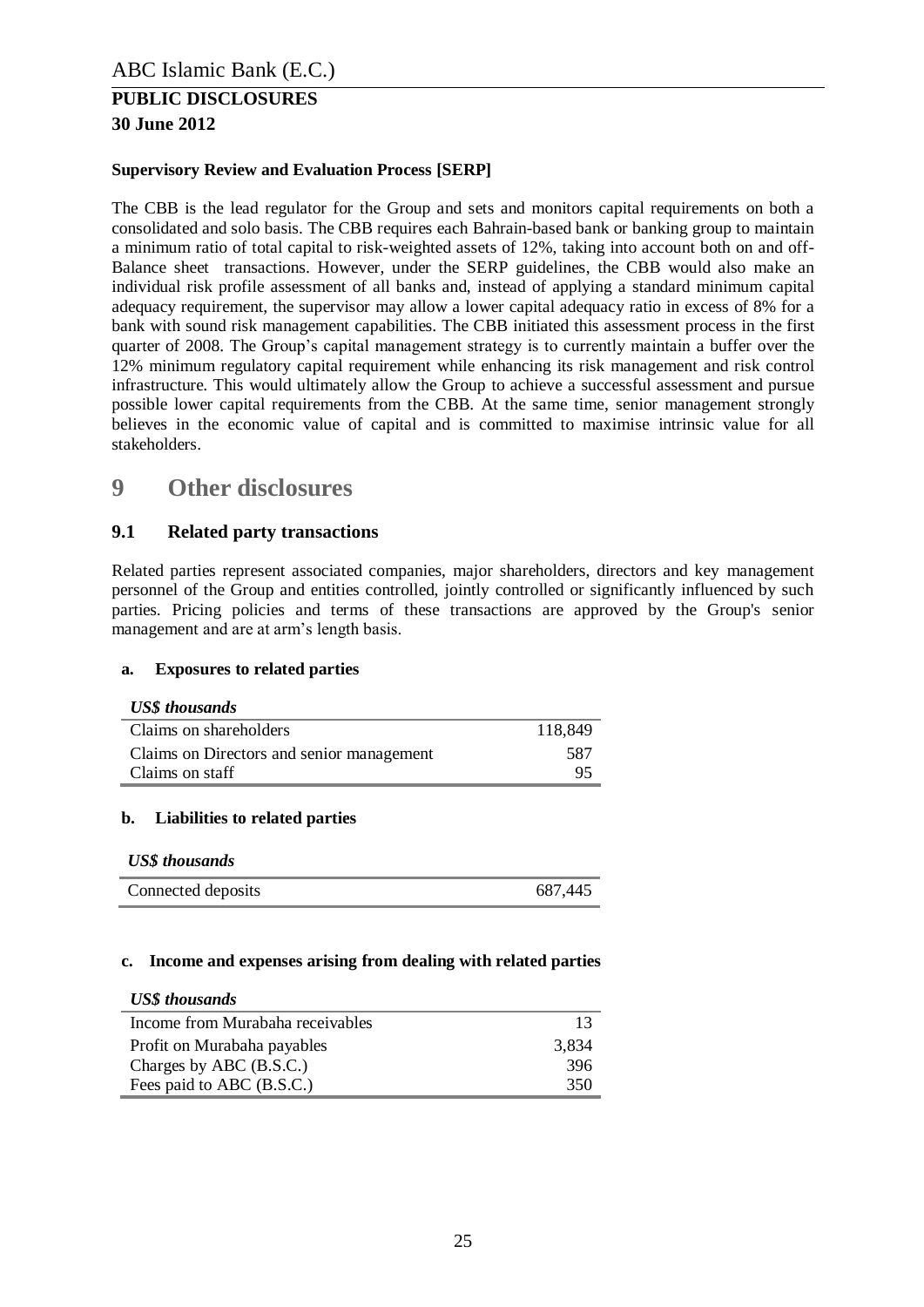**Supervisory Review and Evaluation Process [SERP]**

The CBB is the lead regulator for the Group and sets and monitors capital requirements on both a consolidated and solo basis. The CBB requires each Bahrain-based bank or banking group to maintain a minimum ratio of total capital to risk-weighted assets of 12%, taking into account both on and off-Balance sheet transactions. However, under the SERP guidelines, the CBB would also make an individual risk profile assessment of all banks and, instead of applying a standard minimum capital adequacy requirement, the supervisor may allow a lower capital adequacy ratio in excess of 8% for a bank with sound risk management capabilities. The CBB initiated this assessment process in the first quarter of 2008. The Group's capital management strategy is to currently maintain a buffer over the 12% minimum regulatory capital requirement while enhancing its risk management and risk control infrastructure. This would ultimately allow the Group to achieve a successful assessment and pursue possible lower capital requirements from the CBB. At the same time, senior management strongly believes in the economic value of capital and is committed to maximise intrinsic value for all stakeholders.

# 9 Other disclosures

## 9.1 Related party transactions

Related parties represent associated companies, major shareholders, directors and key management personnel of the Group and entities controlled, jointly controlled or significantly influenced by such parties. Pricing policies and terms of these transactions are approved by the Group's senior management and are at arm's length basis.

### a. Exposures to related parties

| *US$ thousands* | |
|---|---|
| Claims on shareholders | 118,849 |
| Claims on Directors and senior management | 587 |
| Claims on staff | 95 |

### b. Liabilities to related parties

| *US$ thousands* | |
|---|---|
| Connected deposits | 687,445 |

### c. Income and expenses arising from dealing with related parties

| *US$ thousands* | |
|---|---|
| Income from Murabaha receivables | 13 |
| Profit on Murabaha payables | 3,834 |
| Charges by ABC (B.S.C.) | 396 |
| Fees paid to ABC (B.S.C.) | 350 |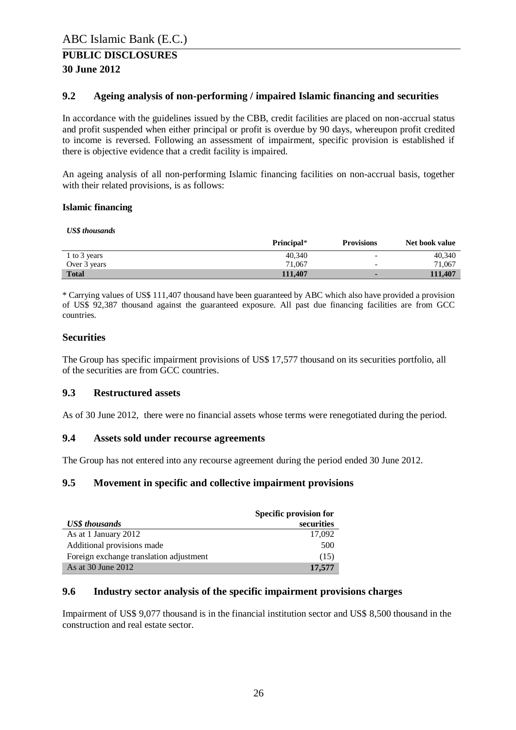## 9.2 Ageing analysis of non-performing / impaired Islamic financing and securities

In accordance with the guidelines issued by the CBB, credit facilities are placed on non-accrual status and profit suspended when either principal or profit is overdue by 90 days, whereupon profit credited to income is reversed. Following an assessment of impairment, specific provision is established if there is objective evidence that a credit facility is impaired.

An ageing analysis of all non-performing Islamic financing facilities on non-accrual basis, together with their related provisions, is as follows:

**Islamic financing**

*US$ thousands*

| | Principal* | Provisions | Net book value |
|---|---|---|---|
| 1 to 3 years | 40,340 | - | 40,340 |
| Over 3 years | 71,067 | - | 71,067 |
| **Total** | **111,407** | **-** | **111,407** |

* Carrying values of US$ 111,407 thousand have been guaranteed by ABC which also have provided a provision of US$ 92,387 thousand against the guaranteed exposure. All past due financing facilities are from GCC countries.

### Securities

The Group has specific impairment provisions of US$ 17,577 thousand on its securities portfolio, all of the securities are from GCC countries.

## 9.3 Restructured assets

As of 30 June 2012, there were no financial assets whose terms were renegotiated during the period.

## 9.4 Assets sold under recourse agreements

The Group has not entered into any recourse agreement during the period ended 30 June 2012.

## 9.5 Movement in specific and collective impairment provisions

| *US$ thousands* | Specific provision for securities |
|---|---|
| As at 1 January 2012 | 17,092 |
| Additional provisions made | 500 |
| Foreign exchange translation adjustment | (15) |
| As at 30 June 2012 | **17,577** |

## 9.6 Industry sector analysis of the specific impairment provisions charges

Impairment of US$ 9,077 thousand is in the financial institution sector and US$ 8,500 thousand in the construction and real estate sector.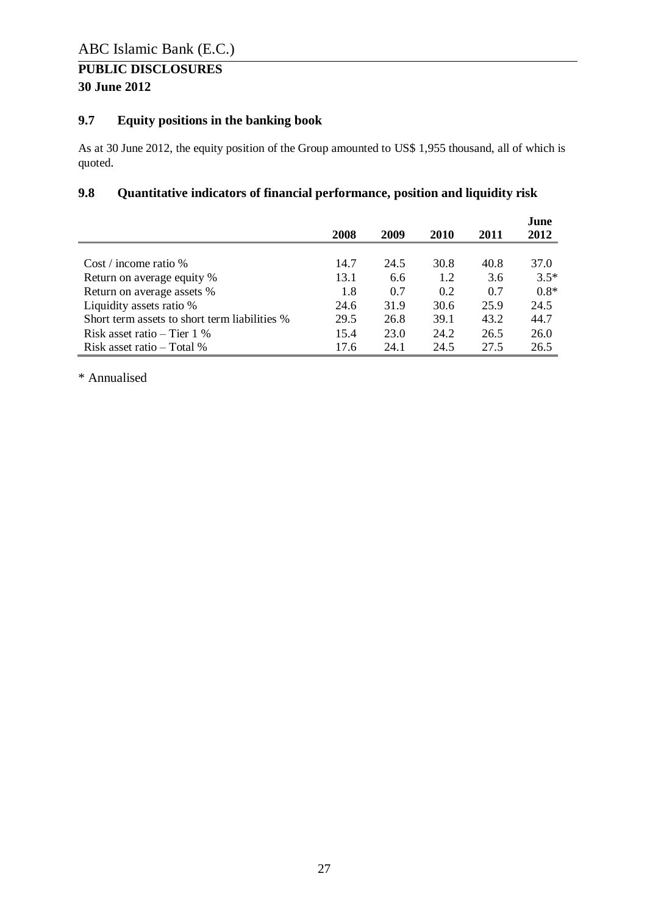## 9.7 Equity positions in the banking book

As at 30 June 2012, the equity position of the Group amounted to US$ 1,955 thousand, all of which is quoted.

## 9.8 Quantitative indicators of financial performance, position and liquidity risk

| | 2008 | 2009 | 2010 | 2011 | June 2012 |
|---|---|---|---|---|---|
| Cost / income ratio % | 14.7 | 24.5 | 30.8 | 40.8 | 37.0 |
| Return on average equity % | 13.1 | 6.6 | 1.2 | 3.6 | 3.5* |
| Return on average assets % | 1.8 | 0.7 | 0.2 | 0.7 | 0.8* |
| Liquidity assets ratio % | 24.6 | 31.9 | 30.6 | 25.9 | 24.5 |
| Short term assets to short term liabilities % | 29.5 | 26.8 | 39.1 | 43.2 | 44.7 |
| Risk asset ratio – Tier 1 % | 15.4 | 23.0 | 24.2 | 26.5 | 26.0 |
| Risk asset ratio – Total % | 17.6 | 24.1 | 24.5 | 27.5 | 26.5 |

\* Annualised